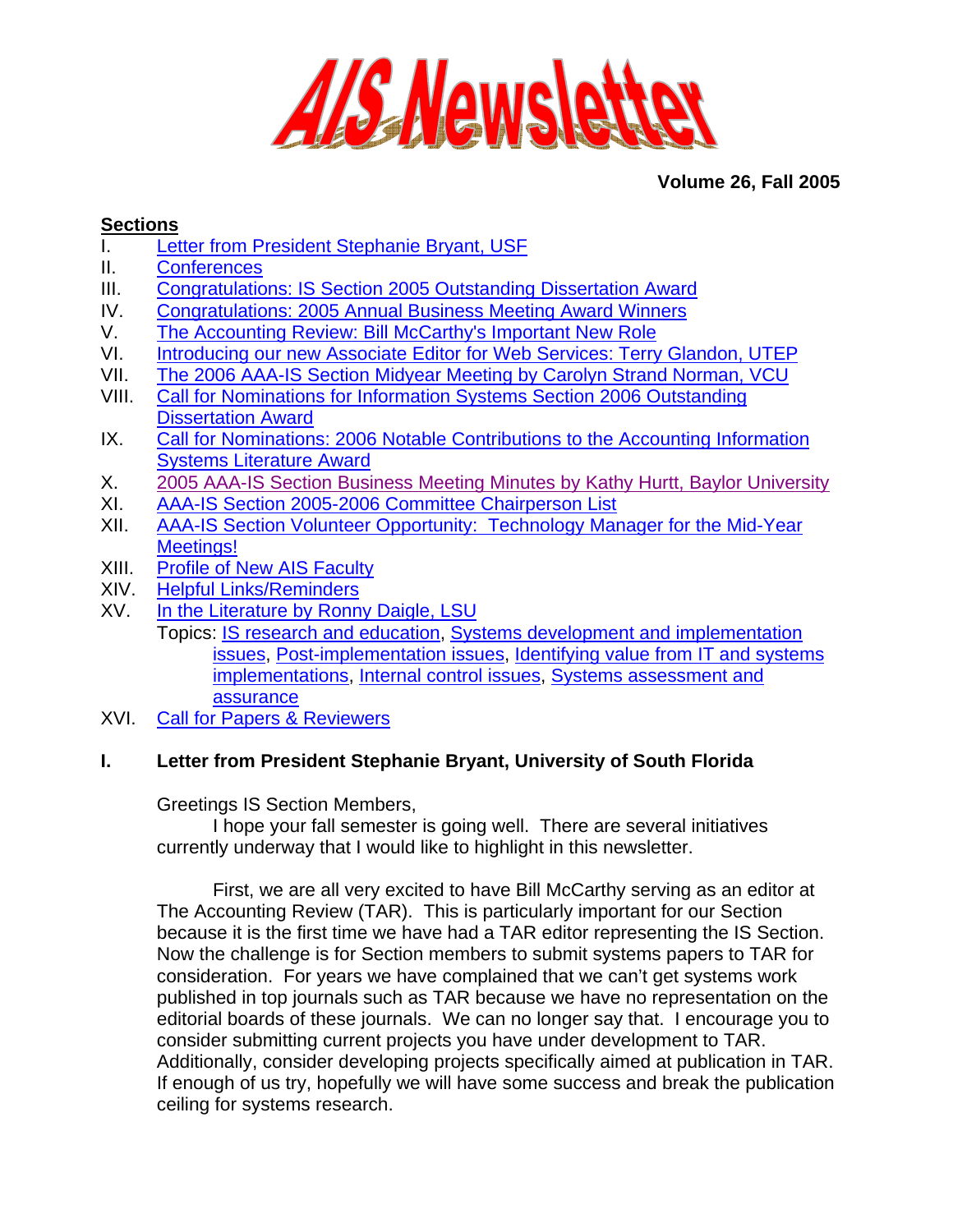# AIS Newsletter

**Volume 26, Fall 2005**

**Sections**

I. Letter from President Stephanie Bryant, USF
II. Conferences
III. Congratulations: IS Section 2005 Outstanding Dissertation Award
IV. Congratulations: 2005 Annual Business Meeting Award Winners
V. The Accounting Review: Bill McCarthy's Important New Role
VI. Introducing our new Associate Editor for Web Services: Terry Glandon, UTEP
VII. The 2006 AAA-IS Section Midyear Meeting by Carolyn Strand Norman, VCU
VIII. Call for Nominations for Information Systems Section 2006 Outstanding Dissertation Award
IX. Call for Nominations: 2006 Notable Contributions to the Accounting Information Systems Literature Award
X. 2005 AAA-IS Section Business Meeting Minutes by Kathy Hurtt, Baylor University
XI. AAA-IS Section 2005-2006 Committee Chairperson List
XII. AAA-IS Section Volunteer Opportunity: Technology Manager for the Mid-Year Meetings!
XIII. Profile of New AIS Faculty
XIV. Helpful Links/Reminders
XV. In the Literature by Ronny Daigle, LSU
    Topics: IS research and education, Systems development and implementation issues, Post-implementation issues, Identifying value from IT and systems implementations, Internal control issues, Systems assessment and assurance
XVI. Call for Papers & Reviewers

## I. Letter from President Stephanie Bryant, University of South Florida

Greetings IS Section Members,

I hope your fall semester is going well. There are several initiatives currently underway that I would like to highlight in this newsletter.

First, we are all very excited to have Bill McCarthy serving as an editor at The Accounting Review (TAR). This is particularly important for our Section because it is the first time we have had a TAR editor representing the IS Section. Now the challenge is for Section members to submit systems papers to TAR for consideration. For years we have complained that we can't get systems work published in top journals such as TAR because we have no representation on the editorial boards of these journals. We can no longer say that. I encourage you to consider submitting current projects you have under development to TAR. Additionally, consider developing projects specifically aimed at publication in TAR. If enough of us try, hopefully we will have some success and break the publication ceiling for systems research.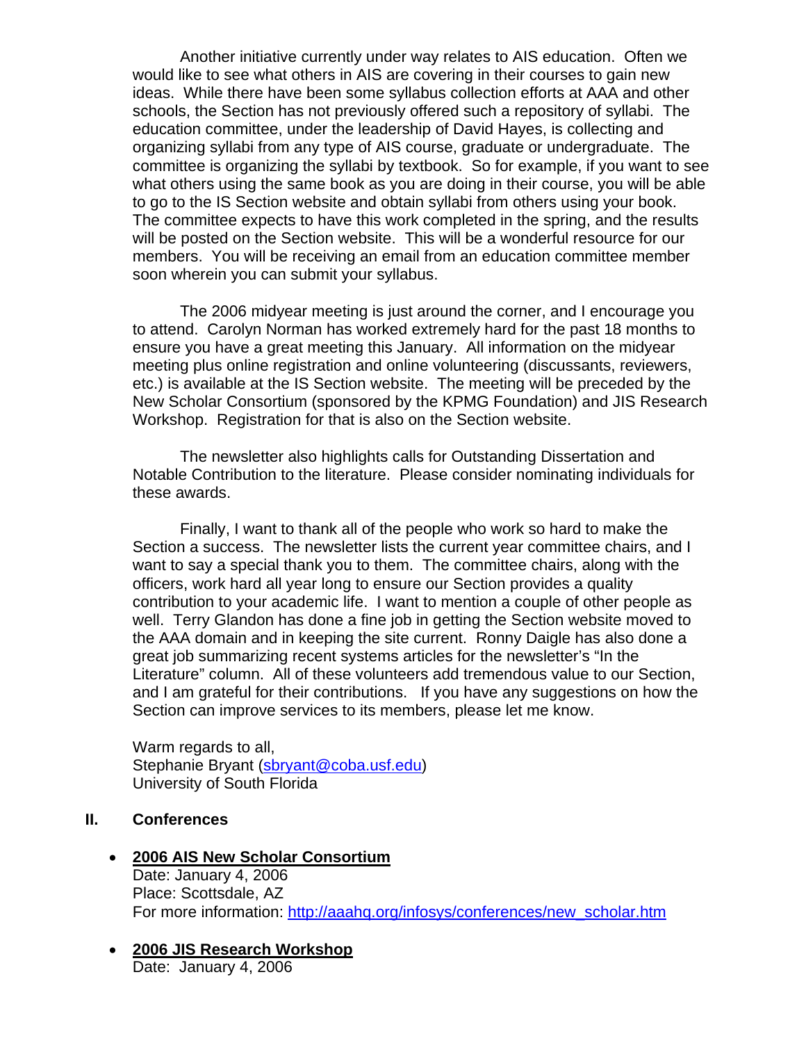Another initiative currently under way relates to AIS education. Often we would like to see what others in AIS are covering in their courses to gain new ideas. While there have been some syllabus collection efforts at AAA and other schools, the Section has not previously offered such a repository of syllabi. The education committee, under the leadership of David Hayes, is collecting and organizing syllabi from any type of AIS course, graduate or undergraduate. The committee is organizing the syllabi by textbook. So for example, if you want to see what others using the same book as you are doing in their course, you will be able to go to the IS Section website and obtain syllabi from others using your book. The committee expects to have this work completed in the spring, and the results will be posted on the Section website. This will be a wonderful resource for our members. You will be receiving an email from an education committee member soon wherein you can submit your syllabus.

The 2006 midyear meeting is just around the corner, and I encourage you to attend. Carolyn Norman has worked extremely hard for the past 18 months to ensure you have a great meeting this January. All information on the midyear meeting plus online registration and online volunteering (discussants, reviewers, etc.) is available at the IS Section website. The meeting will be preceded by the New Scholar Consortium (sponsored by the KPMG Foundation) and JIS Research Workshop. Registration for that is also on the Section website.

The newsletter also highlights calls for Outstanding Dissertation and Notable Contribution to the literature. Please consider nominating individuals for these awards.

Finally, I want to thank all of the people who work so hard to make the Section a success. The newsletter lists the current year committee chairs, and I want to say a special thank you to them. The committee chairs, along with the officers, work hard all year long to ensure our Section provides a quality contribution to your academic life. I want to mention a couple of other people as well. Terry Glandon has done a fine job in getting the Section website moved to the AAA domain and in keeping the site current. Ronny Daigle has also done a great job summarizing recent systems articles for the newsletter's "In the Literature" column. All of these volunteers add tremendous value to our Section, and I am grateful for their contributions. If you have any suggestions on how the Section can improve services to its members, please let me know.

Warm regards to all,
Stephanie Bryant (sbryant@coba.usf.edu)
University of South Florida

## II. Conferences

- **2006 AIS New Scholar Consortium**
  Date: January 4, 2006
  Place: Scottsdale, AZ
  For more information: http://aaahq.org/infosys/conferences/new_scholar.htm

- **2006 JIS Research Workshop**
  Date: January 4, 2006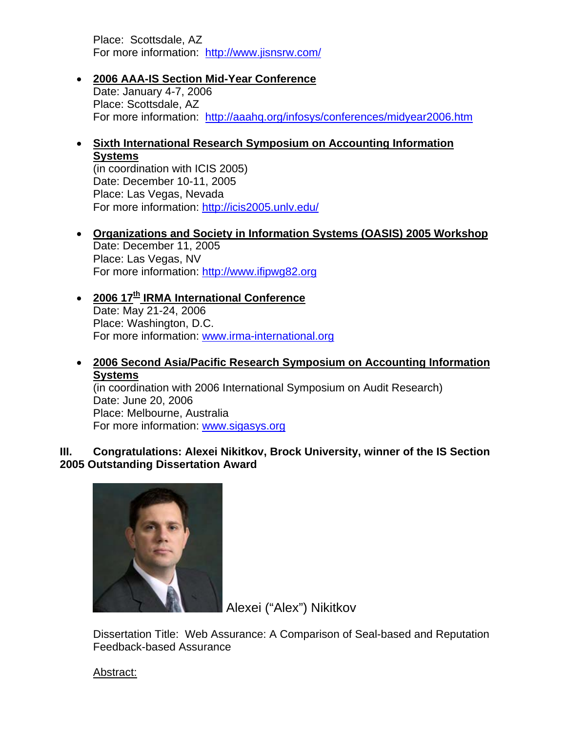Place: Scottsdale, AZ
For more information: http://www.jisnsrw.com/

- **2006 AAA-IS Section Mid-Year Conference**
  Date: January 4-7, 2006
  Place: Scottsdale, AZ
  For more information: http://aaahq.org/infosys/conferences/midyear2006.htm

- **Sixth International Research Symposium on Accounting Information Systems**
  (in coordination with ICIS 2005)
  Date: December 10-11, 2005
  Place: Las Vegas, Nevada
  For more information: http://icis2005.unlv.edu/

- **Organizations and Society in Information Systems (OASIS) 2005 Workshop**
  Date: December 11, 2005
  Place: Las Vegas, NV
  For more information: http://www.ifipwg82.org

- **2006 17th IRMA International Conference**
  Date: May 21-24, 2006
  Place: Washington, D.C.
  For more information: www.irma-international.org

- **2006 Second Asia/Pacific Research Symposium on Accounting Information Systems**
  (in coordination with 2006 International Symposium on Audit Research)
  Date: June 20, 2006
  Place: Melbourne, Australia
  For more information: www.sigasys.org

## III. Congratulations: Alexei Nikitkov, Brock University, winner of the IS Section 2005 Outstanding Dissertation Award

Alexei ("Alex") Nikitkov

Dissertation Title: Web Assurance: A Comparison of Seal-based and Reputation Feedback-based Assurance

Abstract: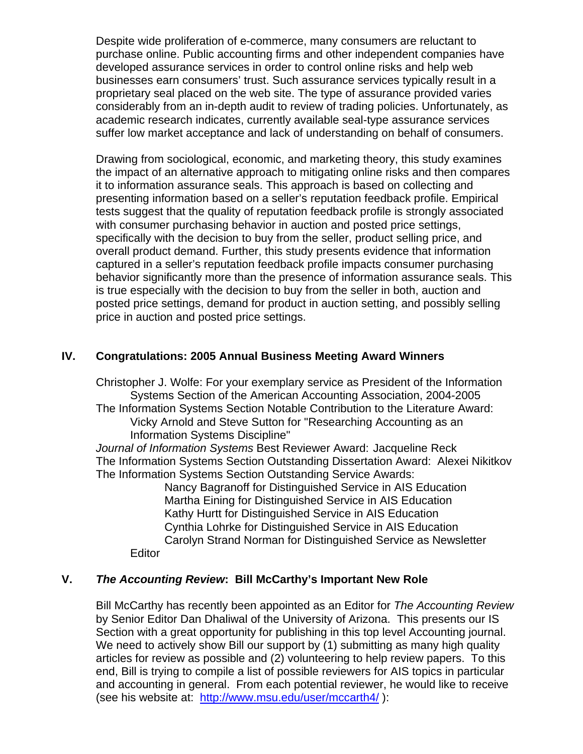Despite wide proliferation of e-commerce, many consumers are reluctant to purchase online. Public accounting firms and other independent companies have developed assurance services in order to control online risks and help web businesses earn consumers' trust. Such assurance services typically result in a proprietary seal placed on the web site. The type of assurance provided varies considerably from an in-depth audit to review of trading policies. Unfortunately, as academic research indicates, currently available seal-type assurance services suffer low market acceptance and lack of understanding on behalf of consumers.

Drawing from sociological, economic, and marketing theory, this study examines the impact of an alternative approach to mitigating online risks and then compares it to information assurance seals. This approach is based on collecting and presenting information based on a seller's reputation feedback profile. Empirical tests suggest that the quality of reputation feedback profile is strongly associated with consumer purchasing behavior in auction and posted price settings, specifically with the decision to buy from the seller, product selling price, and overall product demand. Further, this study presents evidence that information captured in a seller's reputation feedback profile impacts consumer purchasing behavior significantly more than the presence of information assurance seals. This is true especially with the decision to buy from the seller in both, auction and posted price settings, demand for product in auction setting, and possibly selling price in auction and posted price settings.

## IV. Congratulations: 2005 Annual Business Meeting Award Winners

Christopher J. Wolfe: For your exemplary service as President of the Information Systems Section of the American Accounting Association, 2004-2005

The Information Systems Section Notable Contribution to the Literature Award: Vicky Arnold and Steve Sutton for "Researching Accounting as an Information Systems Discipline"

*Journal of Information Systems* Best Reviewer Award: Jacqueline Reck

The Information Systems Section Outstanding Dissertation Award: Alexei Nikitkov

The Information Systems Section Outstanding Service Awards:

- Nancy Bagranoff for Distinguished Service in AIS Education
- Martha Eining for Distinguished Service in AIS Education
- Kathy Hurtt for Distinguished Service in AIS Education
- Cynthia Lohrke for Distinguished Service in AIS Education
- Carolyn Strand Norman for Distinguished Service as Newsletter Editor

## V. *The Accounting Review*: Bill McCarthy's Important New Role

Bill McCarthy has recently been appointed as an Editor for *The Accounting Review* by Senior Editor Dan Dhaliwal of the University of Arizona. This presents our IS Section with a great opportunity for publishing in this top level Accounting journal. We need to actively show Bill our support by (1) submitting as many high quality articles for review as possible and (2) volunteering to help review papers. To this end, Bill is trying to compile a list of possible reviewers for AIS topics in particular and accounting in general. From each potential reviewer, he would like to receive (see his website at: http://www.msu.edu/user/mccarth4/ ):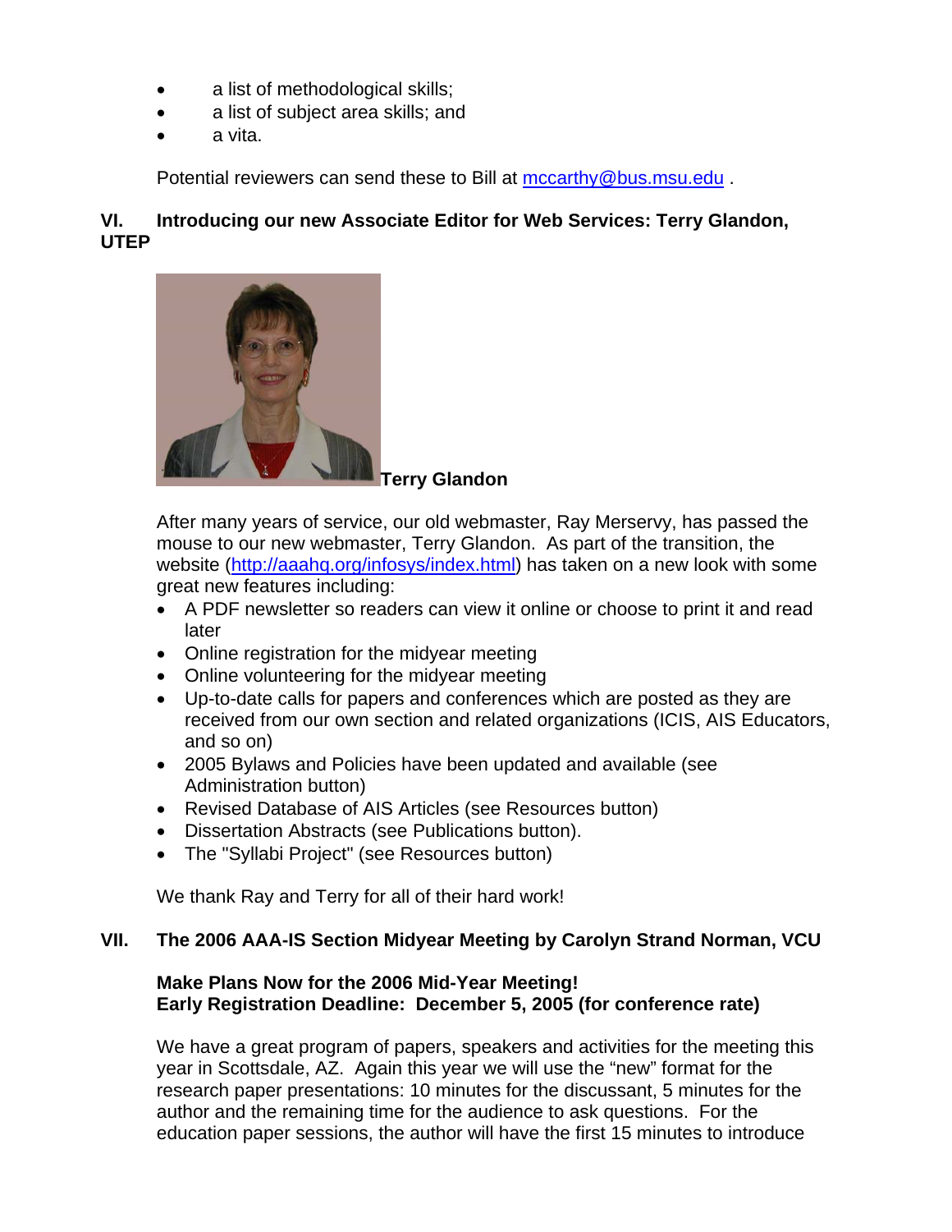- a list of methodological skills;
- a list of subject area skills; and
- a vita.

Potential reviewers can send these to Bill at mccarthy@bus.msu.edu .

## VI. Introducing our new Associate Editor for Web Services: Terry Glandon, UTEP

**Terry Glandon**

After many years of service, our old webmaster, Ray Merservy, has passed the mouse to our new webmaster, Terry Glandon. As part of the transition, the website (http://aaahq.org/infosys/index.html) has taken on a new look with some great new features including:

- A PDF newsletter so readers can view it online or choose to print it and read later
- Online registration for the midyear meeting
- Online volunteering for the midyear meeting
- Up-to-date calls for papers and conferences which are posted as they are received from our own section and related organizations (ICIS, AIS Educators, and so on)
- 2005 Bylaws and Policies have been updated and available (see Administration button)
- Revised Database of AIS Articles (see Resources button)
- Dissertation Abstracts (see Publications button).
- The "Syllabi Project" (see Resources button)

We thank Ray and Terry for all of their hard work!

## VII. The 2006 AAA-IS Section Midyear Meeting by Carolyn Strand Norman, VCU

**Make Plans Now for the 2006 Mid-Year Meeting!**
**Early Registration Deadline: December 5, 2005 (for conference rate)**

We have a great program of papers, speakers and activities for the meeting this year in Scottsdale, AZ. Again this year we will use the "new" format for the research paper presentations: 10 minutes for the discussant, 5 minutes for the author and the remaining time for the audience to ask questions. For the education paper sessions, the author will have the first 15 minutes to introduce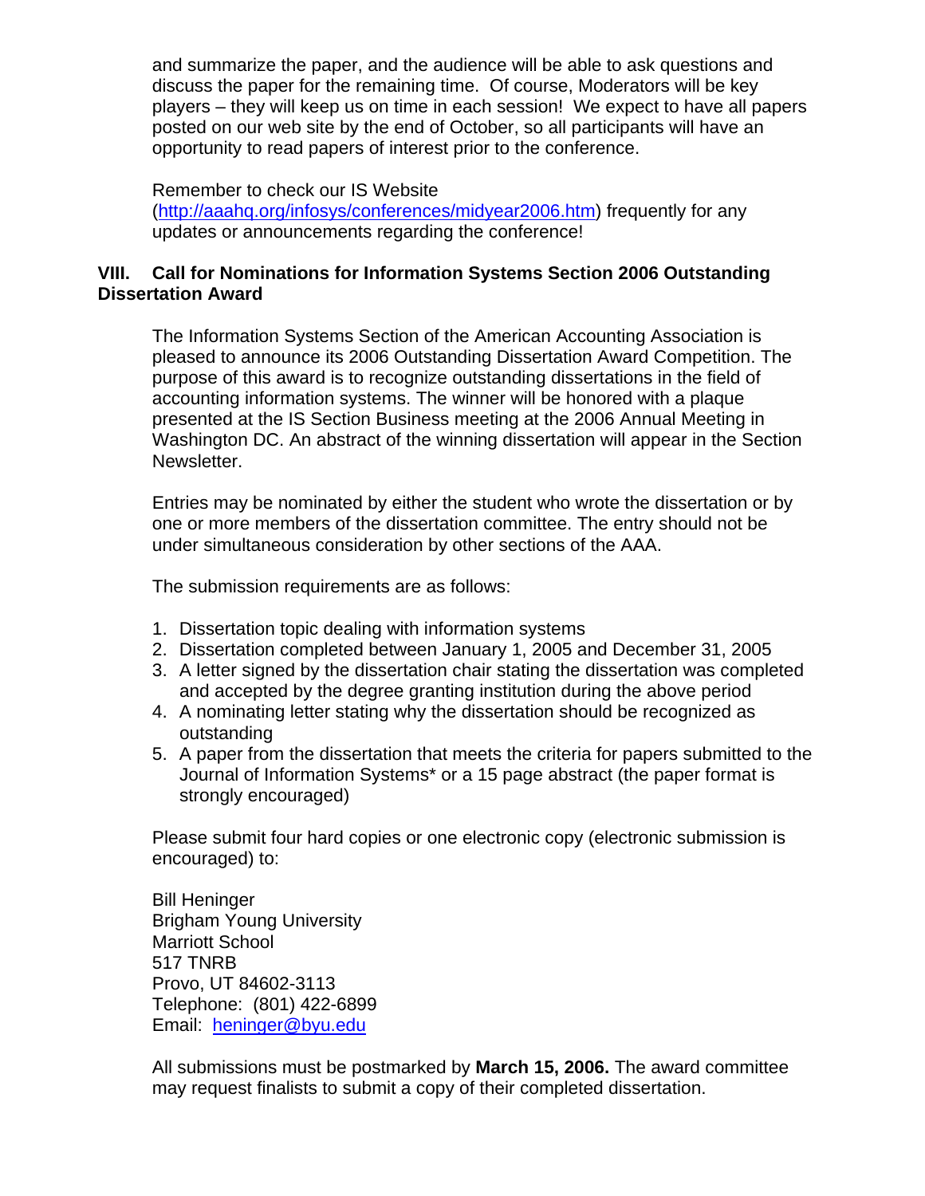and summarize the paper, and the audience will be able to ask questions and discuss the paper for the remaining time. Of course, Moderators will be key players – they will keep us on time in each session! We expect to have all papers posted on our web site by the end of October, so all participants will have an opportunity to read papers of interest prior to the conference.

Remember to check our IS Website (http://aaahq.org/infosys/conferences/midyear2006.htm) frequently for any updates or announcements regarding the conference!

## VIII. Call for Nominations for Information Systems Section 2006 Outstanding Dissertation Award

The Information Systems Section of the American Accounting Association is pleased to announce its 2006 Outstanding Dissertation Award Competition. The purpose of this award is to recognize outstanding dissertations in the field of accounting information systems. The winner will be honored with a plaque presented at the IS Section Business meeting at the 2006 Annual Meeting in Washington DC. An abstract of the winning dissertation will appear in the Section Newsletter.

Entries may be nominated by either the student who wrote the dissertation or by one or more members of the dissertation committee. The entry should not be under simultaneous consideration by other sections of the AAA.

The submission requirements are as follows:

1. Dissertation topic dealing with information systems
2. Dissertation completed between January 1, 2005 and December 31, 2005
3. A letter signed by the dissertation chair stating the dissertation was completed and accepted by the degree granting institution during the above period
4. A nominating letter stating why the dissertation should be recognized as outstanding
5. A paper from the dissertation that meets the criteria for papers submitted to the Journal of Information Systems* or a 15 page abstract (the paper format is strongly encouraged)

Please submit four hard copies or one electronic copy (electronic submission is encouraged) to:

Bill Heninger  
Brigham Young University  
Marriott School  
517 TNRB  
Provo, UT 84602-3113  
Telephone: (801) 422-6899  
Email: heninger@byu.edu

All submissions must be postmarked by **March 15, 2006.** The award committee may request finalists to submit a copy of their completed dissertation.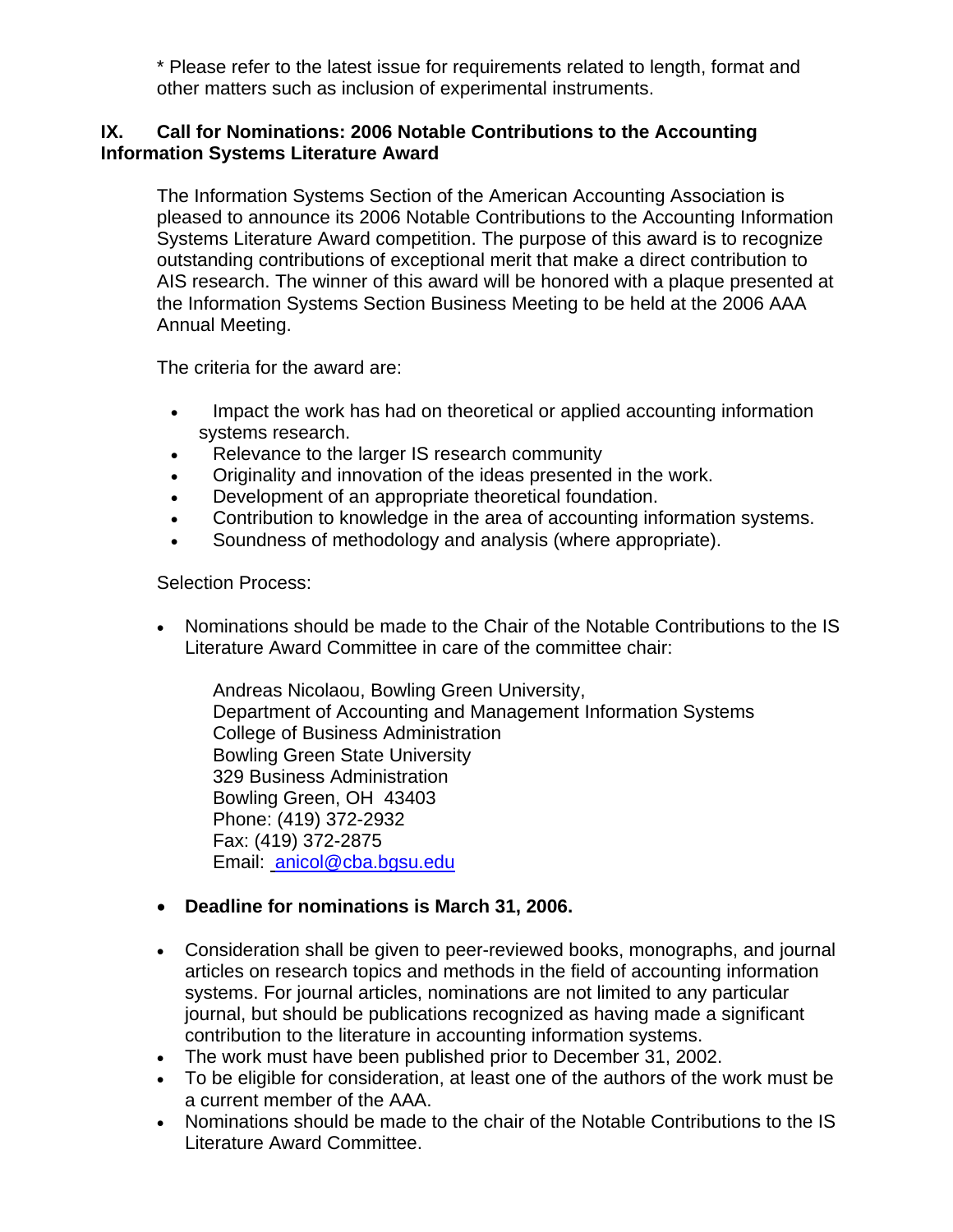* Please refer to the latest issue for requirements related to length, format and other matters such as inclusion of experimental instruments.

## IX. Call for Nominations: 2006 Notable Contributions to the Accounting Information Systems Literature Award

The Information Systems Section of the American Accounting Association is pleased to announce its 2006 Notable Contributions to the Accounting Information Systems Literature Award competition. The purpose of this award is to recognize outstanding contributions of exceptional merit that make a direct contribution to AIS research. The winner of this award will be honored with a plaque presented at the Information Systems Section Business Meeting to be held at the 2006 AAA Annual Meeting.

The criteria for the award are:

- Impact the work has had on theoretical or applied accounting information systems research.
- Relevance to the larger IS research community
- Originality and innovation of the ideas presented in the work.
- Development of an appropriate theoretical foundation.
- Contribution to knowledge in the area of accounting information systems.
- Soundness of methodology and analysis (where appropriate).

Selection Process:

- Nominations should be made to the Chair of the Notable Contributions to the IS Literature Award Committee in care of the committee chair:

  Andreas Nicolaou, Bowling Green University,
  Department of Accounting and Management Information Systems
  College of Business Administration
  Bowling Green State University
  329 Business Administration
  Bowling Green, OH 43403
  Phone: (419) 372-2932
  Fax: (419) 372-2875
  Email: anicol@cba.bgsu.edu

- **Deadline for nominations is March 31, 2006.**

- Consideration shall be given to peer-reviewed books, monographs, and journal articles on research topics and methods in the field of accounting information systems. For journal articles, nominations are not limited to any particular journal, but should be publications recognized as having made a significant contribution to the literature in accounting information systems.
- The work must have been published prior to December 31, 2002.
- To be eligible for consideration, at least one of the authors of the work must be a current member of the AAA.
- Nominations should be made to the chair of the Notable Contributions to the IS Literature Award Committee.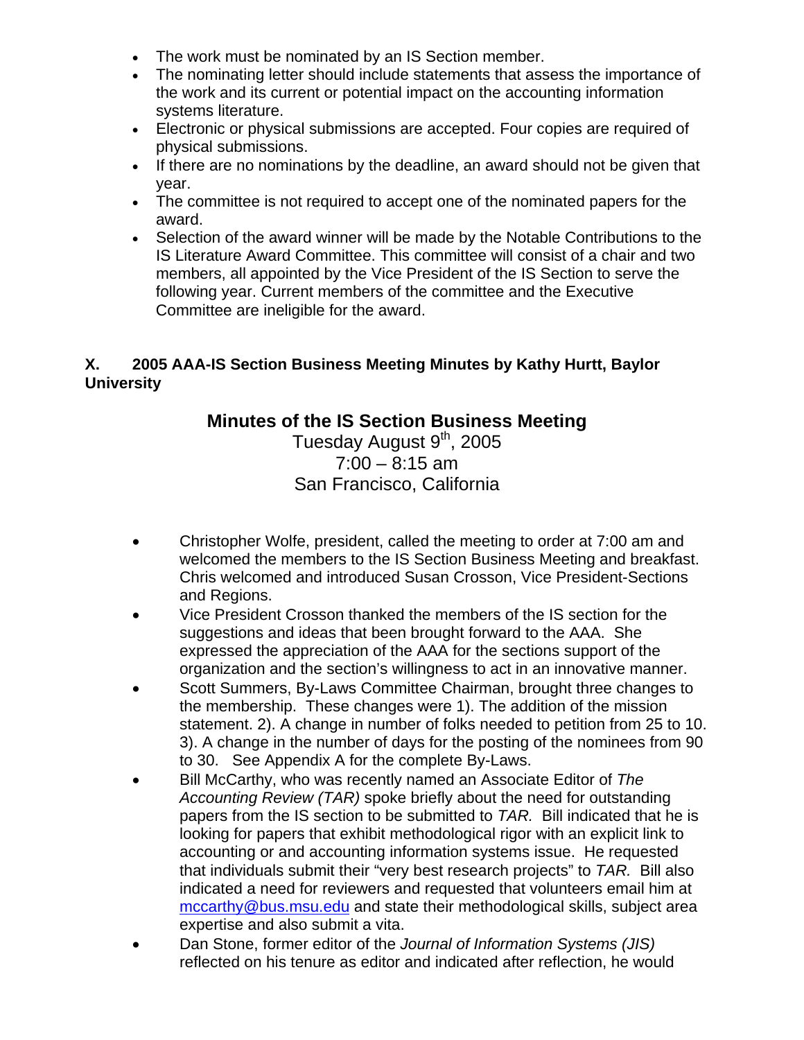- The work must be nominated by an IS Section member.
- The nominating letter should include statements that assess the importance of the work and its current or potential impact on the accounting information systems literature.
- Electronic or physical submissions are accepted. Four copies are required of physical submissions.
- If there are no nominations by the deadline, an award should not be given that year.
- The committee is not required to accept one of the nominated papers for the award.
- Selection of the award winner will be made by the Notable Contributions to the IS Literature Award Committee. This committee will consist of a chair and two members, all appointed by the Vice President of the IS Section to serve the following year. Current members of the committee and the Executive Committee are ineligible for the award.

## X. 2005 AAA-IS Section Business Meeting Minutes by Kathy Hurtt, Baylor University

### Minutes of the IS Section Business Meeting

Tuesday August 9th, 2005
7:00 – 8:15 am
San Francisco, California

- Christopher Wolfe, president, called the meeting to order at 7:00 am and welcomed the members to the IS Section Business Meeting and breakfast. Chris welcomed and introduced Susan Crosson, Vice President-Sections and Regions.
- Vice President Crosson thanked the members of the IS section for the suggestions and ideas that been brought forward to the AAA. She expressed the appreciation of the AAA for the sections support of the organization and the section's willingness to act in an innovative manner.
- Scott Summers, By-Laws Committee Chairman, brought three changes to the membership. These changes were 1). The addition of the mission statement. 2). A change in number of folks needed to petition from 25 to 10. 3). A change in the number of days for the posting of the nominees from 90 to 30. See Appendix A for the complete By-Laws.
- Bill McCarthy, who was recently named an Associate Editor of *The Accounting Review (TAR)* spoke briefly about the need for outstanding papers from the IS section to be submitted to *TAR.* Bill indicated that he is looking for papers that exhibit methodological rigor with an explicit link to accounting or and accounting information systems issue. He requested that individuals submit their "very best research projects" to *TAR.* Bill also indicated a need for reviewers and requested that volunteers email him at mccarthy@bus.msu.edu and state their methodological skills, subject area expertise and also submit a vita.
- Dan Stone, former editor of the *Journal of Information Systems (JIS)* reflected on his tenure as editor and indicated after reflection, he would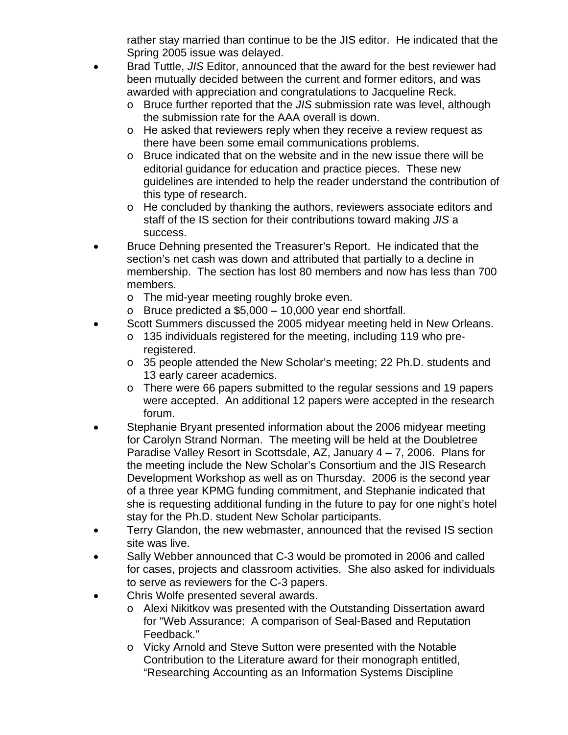rather stay married than continue to be the JIS editor. He indicated that the Spring 2005 issue was delayed.

- Brad Tuttle, *JIS* Editor, announced that the award for the best reviewer had been mutually decided between the current and former editors, and was awarded with appreciation and congratulations to Jacqueline Reck.
  - Bruce further reported that the *JIS* submission rate was level, although the submission rate for the AAA overall is down.
  - He asked that reviewers reply when they receive a review request as there have been some email communications problems.
  - Bruce indicated that on the website and in the new issue there will be editorial guidance for education and practice pieces. These new guidelines are intended to help the reader understand the contribution of this type of research.
  - He concluded by thanking the authors, reviewers associate editors and staff of the IS section for their contributions toward making *JIS* a success.
- Bruce Dehning presented the Treasurer's Report. He indicated that the section's net cash was down and attributed that partially to a decline in membership. The section has lost 80 members and now has less than 700 members.
  - The mid-year meeting roughly broke even.
  - Bruce predicted a $5,000 – 10,000 year end shortfall.
- Scott Summers discussed the 2005 midyear meeting held in New Orleans.
  - 135 individuals registered for the meeting, including 119 who pre-registered.
  - 35 people attended the New Scholar's meeting; 22 Ph.D. students and 13 early career academics.
  - There were 66 papers submitted to the regular sessions and 19 papers were accepted. An additional 12 papers were accepted in the research forum.
- Stephanie Bryant presented information about the 2006 midyear meeting for Carolyn Strand Norman. The meeting will be held at the Doubletree Paradise Valley Resort in Scottsdale, AZ, January 4 – 7, 2006. Plans for the meeting include the New Scholar's Consortium and the JIS Research Development Workshop as well as on Thursday. 2006 is the second year of a three year KPMG funding commitment, and Stephanie indicated that she is requesting additional funding in the future to pay for one night's hotel stay for the Ph.D. student New Scholar participants.
- Terry Glandon, the new webmaster, announced that the revised IS section site was live.
- Sally Webber announced that C-3 would be promoted in 2006 and called for cases, projects and classroom activities. She also asked for individuals to serve as reviewers for the C-3 papers.
- Chris Wolfe presented several awards.
  - Alexi Nikitkov was presented with the Outstanding Dissertation award for "Web Assurance: A comparison of Seal-Based and Reputation Feedback."
  - Vicky Arnold and Steve Sutton were presented with the Notable Contribution to the Literature award for their monograph entitled, "Researching Accounting as an Information Systems Discipline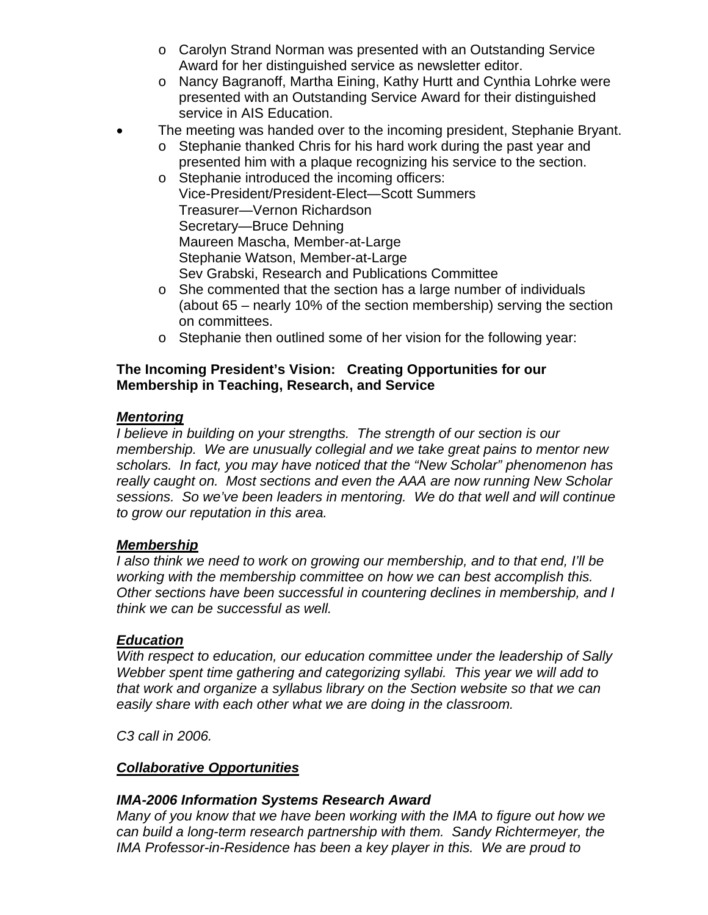- Carolyn Strand Norman was presented with an Outstanding Service Award for her distinguished service as newsletter editor.
  - Nancy Bagranoff, Martha Eining, Kathy Hurtt and Cynthia Lohrke were presented with an Outstanding Service Award for their distinguished service in AIS Education.
- The meeting was handed over to the incoming president, Stephanie Bryant.
  - Stephanie thanked Chris for his hard work during the past year and presented him with a plaque recognizing his service to the section.
  - Stephanie introduced the incoming officers:
    Vice-President/President-Elect—Scott Summers
    Treasurer—Vernon Richardson
    Secretary—Bruce Dehning
    Maureen Mascha, Member-at-Large
    Stephanie Watson, Member-at-Large
    Sev Grabski, Research and Publications Committee
  - She commented that the section has a large number of individuals (about 65 – nearly 10% of the section membership) serving the section on committees.
  - Stephanie then outlined some of her vision for the following year:

**The Incoming President's Vision: Creating Opportunities for our Membership in Teaching, Research, and Service**

***Mentoring***

*I believe in building on your strengths. The strength of our section is our membership. We are unusually collegial and we take great pains to mentor new scholars. In fact, you may have noticed that the "New Scholar" phenomenon has really caught on. Most sections and even the AAA are now running New Scholar sessions. So we've been leaders in mentoring. We do that well and will continue to grow our reputation in this area.*

***Membership***

*I also think we need to work on growing our membership, and to that end, I'll be working with the membership committee on how we can best accomplish this. Other sections have been successful in countering declines in membership, and I think we can be successful as well.*

***Education***

*With respect to education, our education committee under the leadership of Sally Webber spent time gathering and categorizing syllabi. This year we will add to that work and organize a syllabus library on the Section website so that we can easily share with each other what we are doing in the classroom.*

*C3 call in 2006.*

***Collaborative Opportunities***

***IMA-2006 Information Systems Research Award***

*Many of you know that we have been working with the IMA to figure out how we can build a long-term research partnership with them. Sandy Richtermeyer, the IMA Professor-in-Residence has been a key player in this. We are proud to*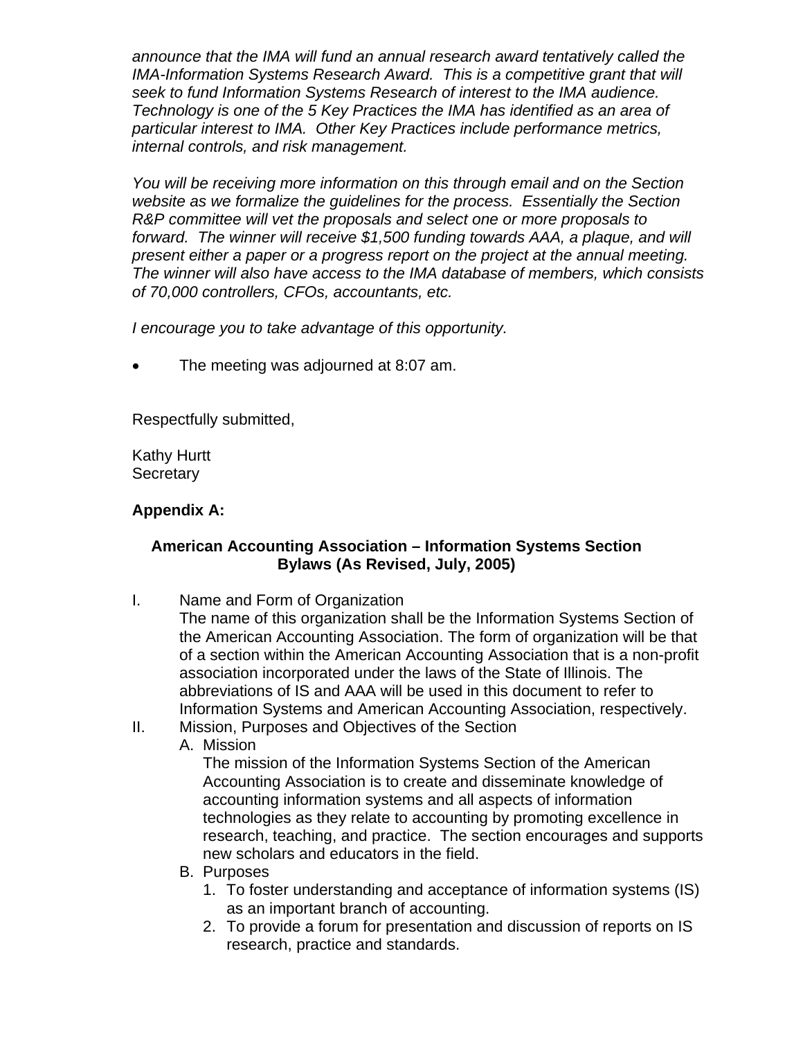*announce that the IMA will fund an annual research award tentatively called the IMA-Information Systems Research Award. This is a competitive grant that will seek to fund Information Systems Research of interest to the IMA audience. Technology is one of the 5 Key Practices the IMA has identified as an area of particular interest to IMA. Other Key Practices include performance metrics, internal controls, and risk management.*

*You will be receiving more information on this through email and on the Section website as we formalize the guidelines for the process. Essentially the Section R&P committee will vet the proposals and select one or more proposals to forward. The winner will receive $1,500 funding towards AAA, a plaque, and will present either a paper or a progress report on the project at the annual meeting. The winner will also have access to the IMA database of members, which consists of 70,000 controllers, CFOs, accountants, etc.*

*I encourage you to take advantage of this opportunity.*

- The meeting was adjourned at 8:07 am.

Respectfully submitted,

Kathy Hurtt
Secretary

**Appendix A:**

**American Accounting Association – Information Systems Section**
**Bylaws (As Revised, July, 2005)**

I. Name and Form of Organization
The name of this organization shall be the Information Systems Section of the American Accounting Association. The form of organization will be that of a section within the American Accounting Association that is a non-profit association incorporated under the laws of the State of Illinois. The abbreviations of IS and AAA will be used in this document to refer to Information Systems and American Accounting Association, respectively.

II. Mission, Purposes and Objectives of the Section
   A. Mission
   The mission of the Information Systems Section of the American Accounting Association is to create and disseminate knowledge of accounting information systems and all aspects of information technologies as they relate to accounting by promoting excellence in research, teaching, and practice. The section encourages and supports new scholars and educators in the field.
   B. Purposes
      1. To foster understanding and acceptance of information systems (IS) as an important branch of accounting.
      2. To provide a forum for presentation and discussion of reports on IS research, practice and standards.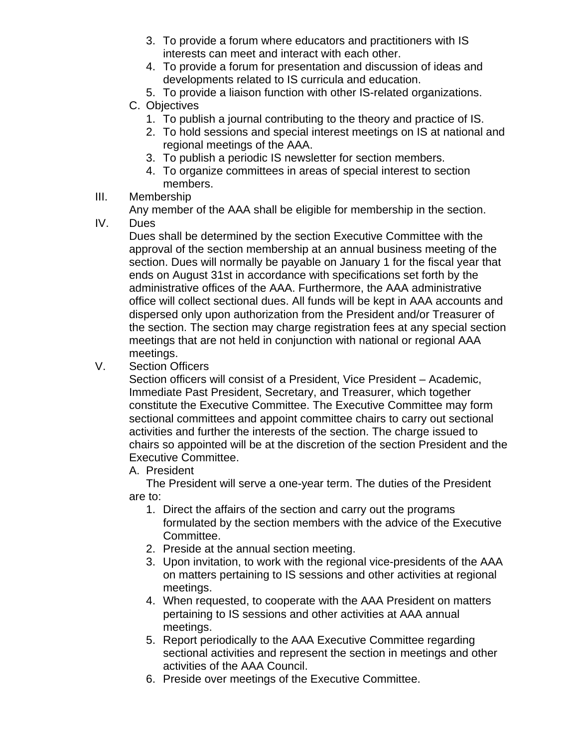3. To provide a forum where educators and practitioners with IS interests can meet and interact with each other.
4. To provide a forum for presentation and discussion of ideas and developments related to IS curricula and education.
5. To provide a liaison function with other IS-related organizations.

C. Objectives

1. To publish a journal contributing to the theory and practice of IS.
2. To hold sessions and special interest meetings on IS at national and regional meetings of the AAA.
3. To publish a periodic IS newsletter for section members.
4. To organize committees in areas of special interest to section members.

III. Membership

Any member of the AAA shall be eligible for membership in the section.

IV. Dues

Dues shall be determined by the section Executive Committee with the approval of the section membership at an annual business meeting of the section. Dues will normally be payable on January 1 for the fiscal year that ends on August 31st in accordance with specifications set forth by the administrative offices of the AAA. Furthermore, the AAA administrative office will collect sectional dues. All funds will be kept in AAA accounts and dispersed only upon authorization from the President and/or Treasurer of the section. The section may charge registration fees at any special section meetings that are not held in conjunction with national or regional AAA meetings.

V. Section Officers

Section officers will consist of a President, Vice President – Academic, Immediate Past President, Secretary, and Treasurer, which together constitute the Executive Committee. The Executive Committee may form sectional committees and appoint committee chairs to carry out sectional activities and further the interests of the section. The charge issued to chairs so appointed will be at the discretion of the section President and the Executive Committee.

A. President

The President will serve a one-year term. The duties of the President are to:

1. Direct the affairs of the section and carry out the programs formulated by the section members with the advice of the Executive Committee.
2. Preside at the annual section meeting.
3. Upon invitation, to work with the regional vice-presidents of the AAA on matters pertaining to IS sessions and other activities at regional meetings.
4. When requested, to cooperate with the AAA President on matters pertaining to IS sessions and other activities at AAA annual meetings.
5. Report periodically to the AAA Executive Committee regarding sectional activities and represent the section in meetings and other activities of the AAA Council.
6. Preside over meetings of the Executive Committee.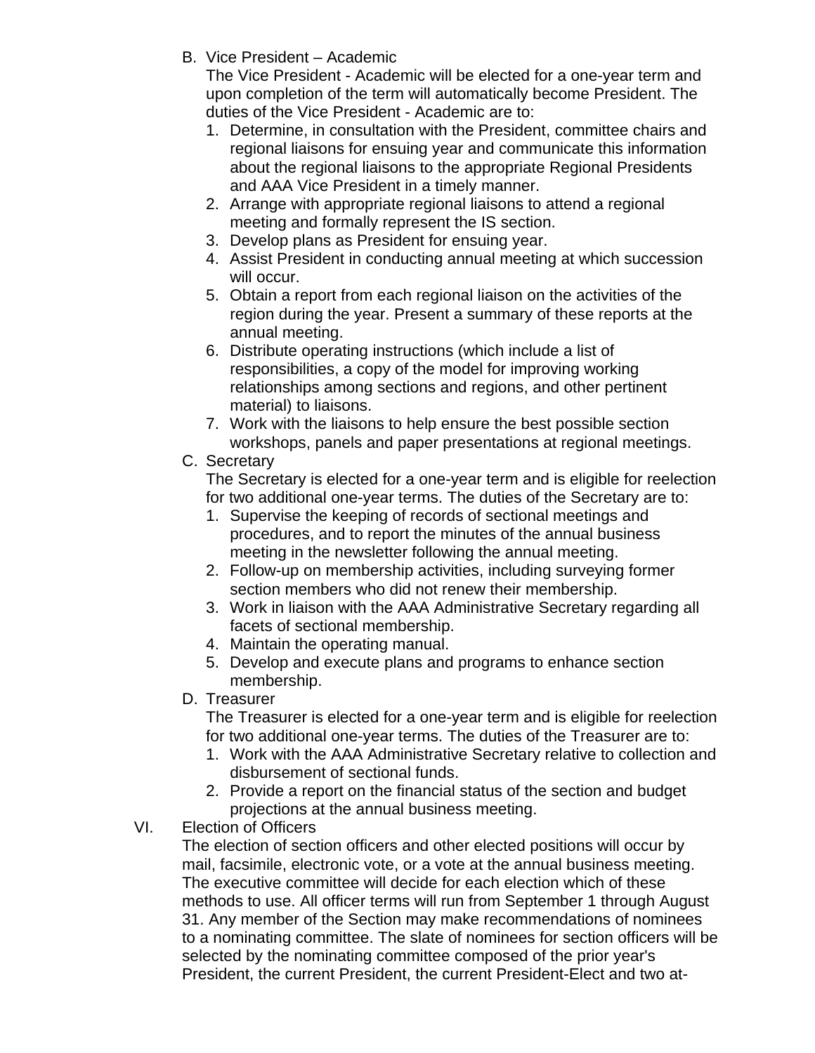B. Vice President – Academic

The Vice President - Academic will be elected for a one-year term and upon completion of the term will automatically become President. The duties of the Vice President - Academic are to:

1. Determine, in consultation with the President, committee chairs and regional liaisons for ensuing year and communicate this information about the regional liaisons to the appropriate Regional Presidents and AAA Vice President in a timely manner.
2. Arrange with appropriate regional liaisons to attend a regional meeting and formally represent the IS section.
3. Develop plans as President for ensuing year.
4. Assist President in conducting annual meeting at which succession will occur.
5. Obtain a report from each regional liaison on the activities of the region during the year. Present a summary of these reports at the annual meeting.
6. Distribute operating instructions (which include a list of responsibilities, a copy of the model for improving working relationships among sections and regions, and other pertinent material) to liaisons.
7. Work with the liaisons to help ensure the best possible section workshops, panels and paper presentations at regional meetings.

C. Secretary

The Secretary is elected for a one-year term and is eligible for reelection for two additional one-year terms. The duties of the Secretary are to:

1. Supervise the keeping of records of sectional meetings and procedures, and to report the minutes of the annual business meeting in the newsletter following the annual meeting.
2. Follow-up on membership activities, including surveying former section members who did not renew their membership.
3. Work in liaison with the AAA Administrative Secretary regarding all facets of sectional membership.
4. Maintain the operating manual.
5. Develop and execute plans and programs to enhance section membership.

D. Treasurer

The Treasurer is elected for a one-year term and is eligible for reelection for two additional one-year terms. The duties of the Treasurer are to:

1. Work with the AAA Administrative Secretary relative to collection and disbursement of sectional funds.
2. Provide a report on the financial status of the section and budget projections at the annual business meeting.

VI. Election of Officers

The election of section officers and other elected positions will occur by mail, facsimile, electronic vote, or a vote at the annual business meeting. The executive committee will decide for each election which of these methods to use. All officer terms will run from September 1 through August 31. Any member of the Section may make recommendations of nominees to a nominating committee. The slate of nominees for section officers will be selected by the nominating committee composed of the prior year's President, the current President, the current President-Elect and two at-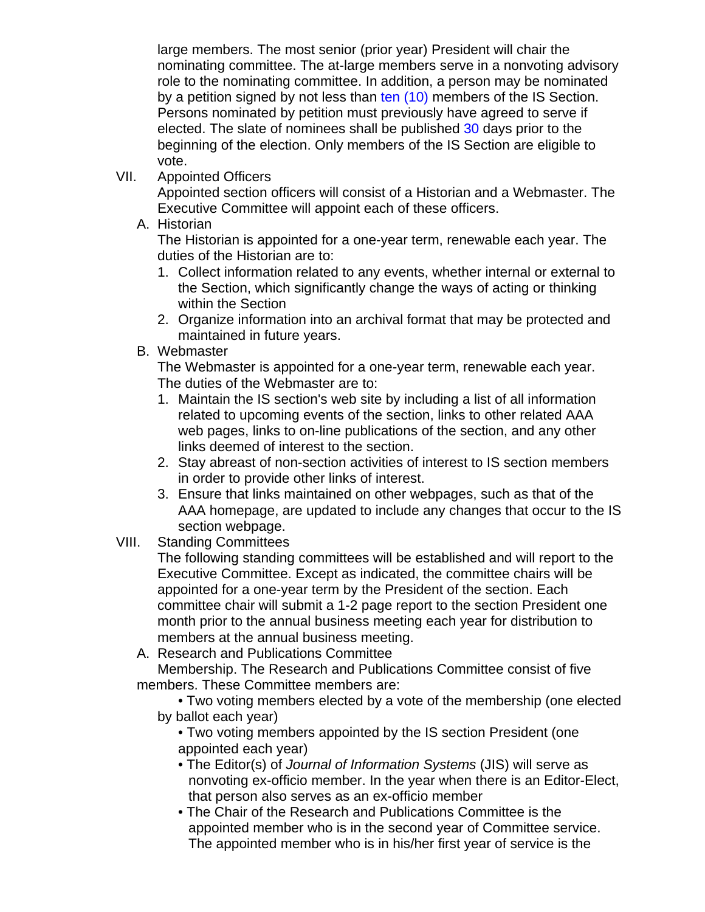large members. The most senior (prior year) President will chair the nominating committee. The at-large members serve in a nonvoting advisory role to the nominating committee. In addition, a person may be nominated by a petition signed by not less than ten (10) members of the IS Section. Persons nominated by petition must previously have agreed to serve if elected. The slate of nominees shall be published 30 days prior to the beginning of the election. Only members of the IS Section are eligible to vote.

VII. Appointed Officers

Appointed section officers will consist of a Historian and a Webmaster. The Executive Committee will appoint each of these officers.

A. Historian

The Historian is appointed for a one-year term, renewable each year. The duties of the Historian are to:

1. Collect information related to any events, whether internal or external to the Section, which significantly change the ways of acting or thinking within the Section
2. Organize information into an archival format that may be protected and maintained in future years.

B. Webmaster

The Webmaster is appointed for a one-year term, renewable each year. The duties of the Webmaster are to:

1. Maintain the IS section's web site by including a list of all information related to upcoming events of the section, links to other related AAA web pages, links to on-line publications of the section, and any other links deemed of interest to the section.
2. Stay abreast of non-section activities of interest to IS section members in order to provide other links of interest.
3. Ensure that links maintained on other webpages, such as that of the AAA homepage, are updated to include any changes that occur to the IS section webpage.

VIII. Standing Committees

The following standing committees will be established and will report to the Executive Committee. Except as indicated, the committee chairs will be appointed for a one-year term by the President of the section. Each committee chair will submit a 1-2 page report to the section President one month prior to the annual business meeting each year for distribution to members at the annual business meeting.

A. Research and Publications Committee

Membership. The Research and Publications Committee consist of five members. These Committee members are:

- Two voting members elected by a vote of the membership (one elected by ballot each year)
- Two voting members appointed by the IS section President (one appointed each year)
- The Editor(s) of *Journal of Information Systems* (JIS) will serve as nonvoting ex-officio member. In the year when there is an Editor-Elect, that person also serves as an ex-officio member
- The Chair of the Research and Publications Committee is the appointed member who is in the second year of Committee service. The appointed member who is in his/her first year of service is the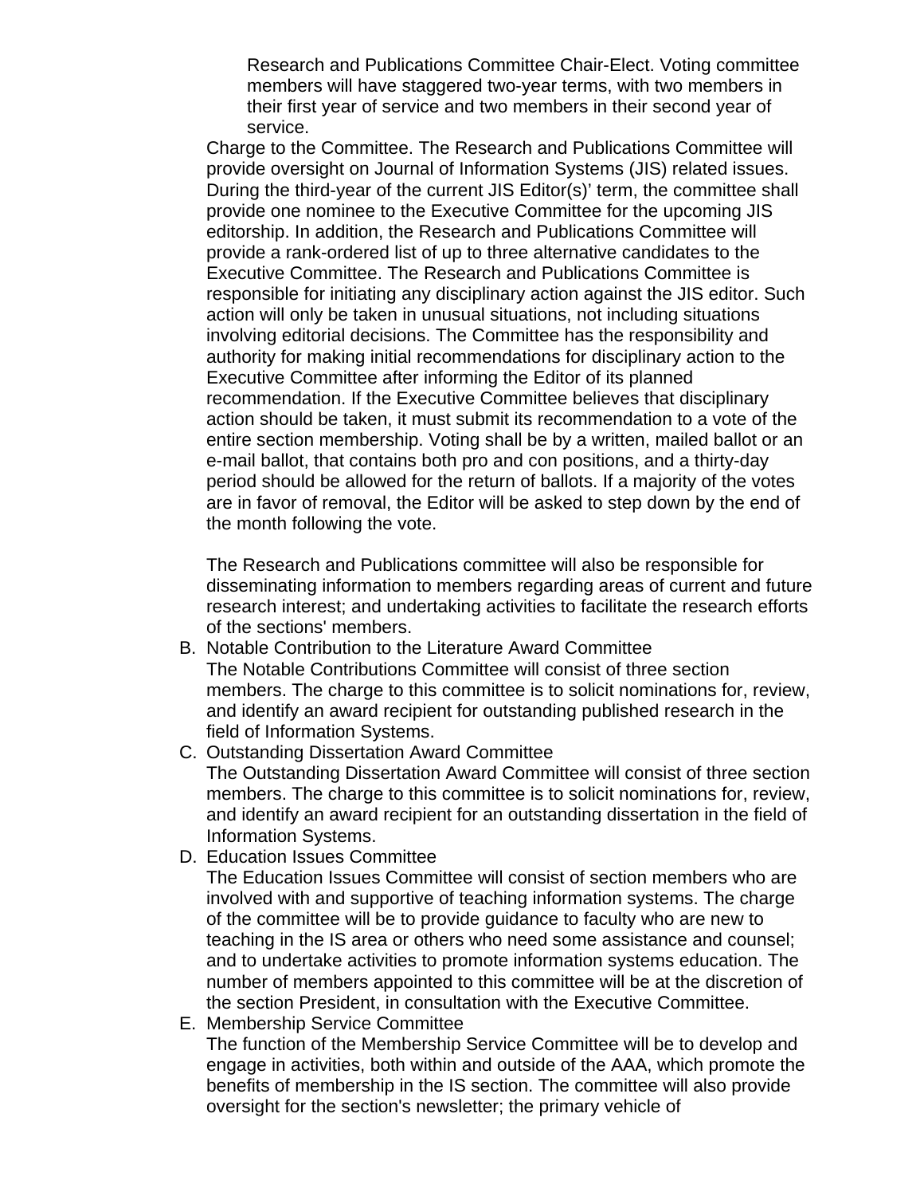Research and Publications Committee Chair-Elect. Voting committee members will have staggered two-year terms, with two members in their first year of service and two members in their second year of service.

Charge to the Committee. The Research and Publications Committee will provide oversight on Journal of Information Systems (JIS) related issues. During the third-year of the current JIS Editor(s)' term, the committee shall provide one nominee to the Executive Committee for the upcoming JIS editorship. In addition, the Research and Publications Committee will provide a rank-ordered list of up to three alternative candidates to the Executive Committee. The Research and Publications Committee is responsible for initiating any disciplinary action against the JIS editor. Such action will only be taken in unusual situations, not including situations involving editorial decisions. The Committee has the responsibility and authority for making initial recommendations for disciplinary action to the Executive Committee after informing the Editor of its planned recommendation. If the Executive Committee believes that disciplinary action should be taken, it must submit its recommendation to a vote of the entire section membership. Voting shall be by a written, mailed ballot or an e-mail ballot, that contains both pro and con positions, and a thirty-day period should be allowed for the return of ballots. If a majority of the votes are in favor of removal, the Editor will be asked to step down by the end of the month following the vote.

The Research and Publications committee will also be responsible for disseminating information to members regarding areas of current and future research interest; and undertaking activities to facilitate the research efforts of the sections' members.

B. Notable Contribution to the Literature Award Committee
   The Notable Contributions Committee will consist of three section members. The charge to this committee is to solicit nominations for, review, and identify an award recipient for outstanding published research in the field of Information Systems.
C. Outstanding Dissertation Award Committee
   The Outstanding Dissertation Award Committee will consist of three section members. The charge to this committee is to solicit nominations for, review, and identify an award recipient for an outstanding dissertation in the field of Information Systems.
D. Education Issues Committee
   The Education Issues Committee will consist of section members who are involved with and supportive of teaching information systems. The charge of the committee will be to provide guidance to faculty who are new to teaching in the IS area or others who need some assistance and counsel; and to undertake activities to promote information systems education. The number of members appointed to this committee will be at the discretion of the section President, in consultation with the Executive Committee.
E. Membership Service Committee
   The function of the Membership Service Committee will be to develop and engage in activities, both within and outside of the AAA, which promote the benefits of membership in the IS section. The committee will also provide oversight for the section's newsletter; the primary vehicle of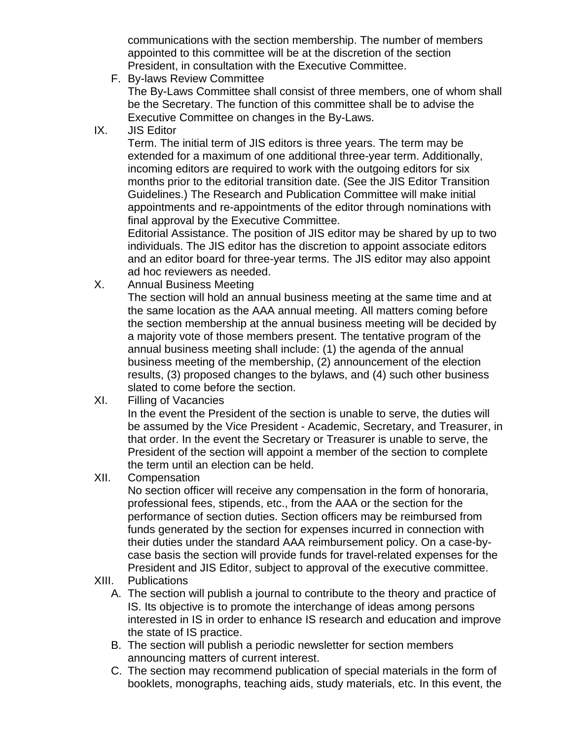communications with the section membership. The number of members appointed to this committee will be at the discretion of the section President, in consultation with the Executive Committee.

F. By-laws Review Committee
   The By-Laws Committee shall consist of three members, one of whom shall be the Secretary. The function of this committee shall be to advise the Executive Committee on changes in the By-Laws.

IX. JIS Editor
   Term. The initial term of JIS editors is three years. The term may be extended for a maximum of one additional three-year term. Additionally, incoming editors are required to work with the outgoing editors for six months prior to the editorial transition date. (See the JIS Editor Transition Guidelines.) The Research and Publication Committee will make initial appointments and re-appointments of the editor through nominations with final approval by the Executive Committee.
   Editorial Assistance. The position of JIS editor may be shared by up to two individuals. The JIS editor has the discretion to appoint associate editors and an editor board for three-year terms. The JIS editor may also appoint ad hoc reviewers as needed.

X. Annual Business Meeting
   The section will hold an annual business meeting at the same time and at the same location as the AAA annual meeting. All matters coming before the section membership at the annual business meeting will be decided by a majority vote of those members present. The tentative program of the annual business meeting shall include: (1) the agenda of the annual business meeting of the membership, (2) announcement of the election results, (3) proposed changes to the bylaws, and (4) such other business slated to come before the section.

XI. Filling of Vacancies
   In the event the President of the section is unable to serve, the duties will be assumed by the Vice President - Academic, Secretary, and Treasurer, in that order. In the event the Secretary or Treasurer is unable to serve, the President of the section will appoint a member of the section to complete the term until an election can be held.

XII. Compensation
   No section officer will receive any compensation in the form of honoraria, professional fees, stipends, etc., from the AAA or the section for the performance of section duties. Section officers may be reimbursed from funds generated by the section for expenses incurred in connection with their duties under the standard AAA reimbursement policy. On a case-by-case basis the section will provide funds for travel-related expenses for the President and JIS Editor, subject to approval of the executive committee.

XIII. Publications
   A. The section will publish a journal to contribute to the theory and practice of IS. Its objective is to promote the interchange of ideas among persons interested in IS in order to enhance IS research and education and improve the state of IS practice.
   B. The section will publish a periodic newsletter for section members announcing matters of current interest.
   C. The section may recommend publication of special materials in the form of booklets, monographs, teaching aids, study materials, etc. In this event, the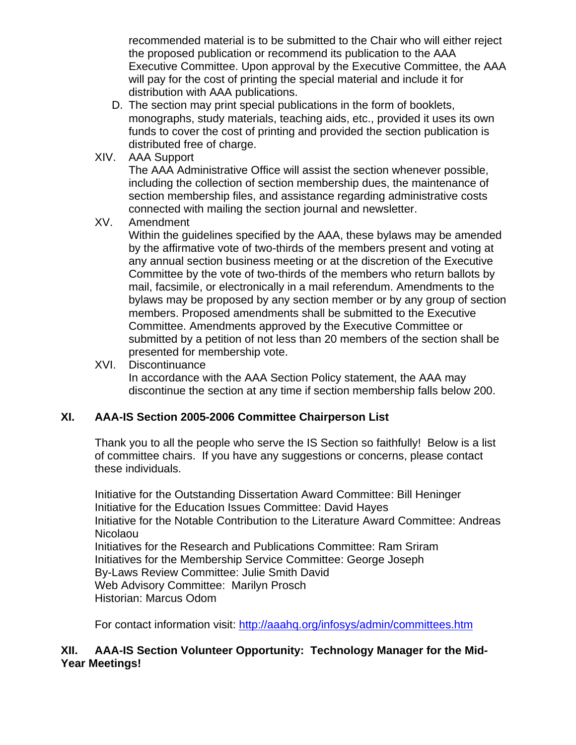recommended material is to be submitted to the Chair who will either reject the proposed publication or recommend its publication to the AAA Executive Committee. Upon approval by the Executive Committee, the AAA will pay for the cost of printing the special material and include it for distribution with AAA publications.

D. The section may print special publications in the form of booklets, monographs, study materials, teaching aids, etc., provided it uses its own funds to cover the cost of printing and provided the section publication is distributed free of charge.

XIV. AAA Support

The AAA Administrative Office will assist the section whenever possible, including the collection of section membership dues, the maintenance of section membership files, and assistance regarding administrative costs connected with mailing the section journal and newsletter.

XV. Amendment

Within the guidelines specified by the AAA, these bylaws may be amended by the affirmative vote of two-thirds of the members present and voting at any annual section business meeting or at the discretion of the Executive Committee by the vote of two-thirds of the members who return ballots by mail, facsimile, or electronically in a mail referendum. Amendments to the bylaws may be proposed by any section member or by any group of section members. Proposed amendments shall be submitted to the Executive Committee. Amendments approved by the Executive Committee or submitted by a petition of not less than 20 members of the section shall be presented for membership vote.

XVI. Discontinuance

In accordance with the AAA Section Policy statement, the AAA may discontinue the section at any time if section membership falls below 200.

## XI. AAA-IS Section 2005-2006 Committee Chairperson List

Thank you to all the people who serve the IS Section so faithfully! Below is a list of committee chairs. If you have any suggestions or concerns, please contact these individuals.

Initiative for the Outstanding Dissertation Award Committee: Bill Heninger
Initiative for the Education Issues Committee: David Hayes
Initiative for the Notable Contribution to the Literature Award Committee: Andreas Nicolaou
Initiatives for the Research and Publications Committee: Ram Sriram
Initiatives for the Membership Service Committee: George Joseph
By-Laws Review Committee: Julie Smith David
Web Advisory Committee: Marilyn Prosch
Historian: Marcus Odom

For contact information visit: http://aaahq.org/infosys/admin/committees.htm

## XII. AAA-IS Section Volunteer Opportunity: Technology Manager for the Mid-Year Meetings!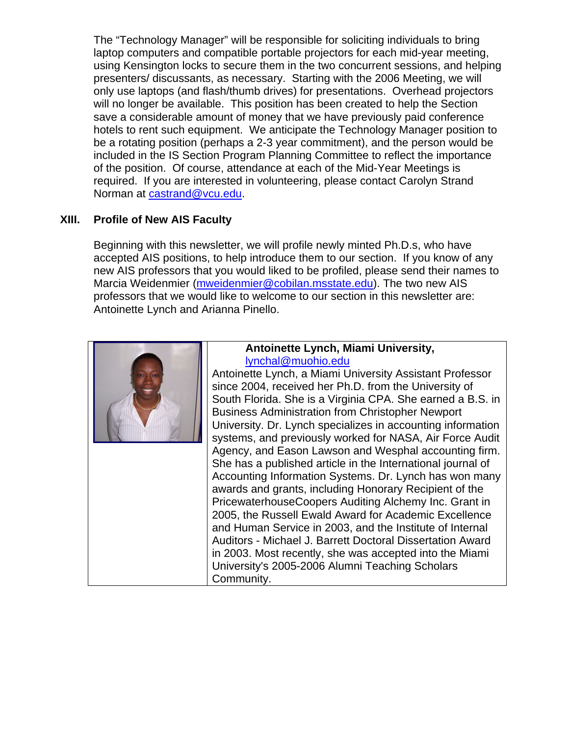The "Technology Manager" will be responsible for soliciting individuals to bring laptop computers and compatible portable projectors for each mid-year meeting, using Kensington locks to secure them in the two concurrent sessions, and helping presenters/ discussants, as necessary. Starting with the 2006 Meeting, we will only use laptops (and flash/thumb drives) for presentations. Overhead projectors will no longer be available. This position has been created to help the Section save a considerable amount of money that we have previously paid conference hotels to rent such equipment. We anticipate the Technology Manager position to be a rotating position (perhaps a 2-3 year commitment), and the person would be included in the IS Section Program Planning Committee to reflect the importance of the position. Of course, attendance at each of the Mid-Year Meetings is required. If you are interested in volunteering, please contact Carolyn Strand Norman at castrand@vcu.edu.

## XIII. Profile of New AIS Faculty

Beginning with this newsletter, we will profile newly minted Ph.D.s, who have accepted AIS positions, to help introduce them to our section. If you know of any new AIS professors that you would liked to be profiled, please send their names to Marcia Weidenmier (mweidenmier@cobilan.msstate.edu). The two new AIS professors that we would like to welcome to our section in this newsletter are: Antoinette Lynch and Arianna Pinello.

**Antoinette Lynch, Miami University,** lynchal@muohio.edu

Antoinette Lynch, a Miami University Assistant Professor since 2004, received her Ph.D. from the University of South Florida. She is a Virginia CPA. She earned a B.S. in Business Administration from Christopher Newport University. Dr. Lynch specializes in accounting information systems, and previously worked for NASA, Air Force Audit Agency, and Eason Lawson and Wesphal accounting firm. She has a published article in the International journal of Accounting Information Systems. Dr. Lynch has won many awards and grants, including Honorary Recipient of the PricewaterhouseCoopers Auditing Alchemy Inc. Grant in 2005, the Russell Ewald Award for Academic Excellence and Human Service in 2003, and the Institute of Internal Auditors - Michael J. Barrett Doctoral Dissertation Award in 2003. Most recently, she was accepted into the Miami University's 2005-2006 Alumni Teaching Scholars Community.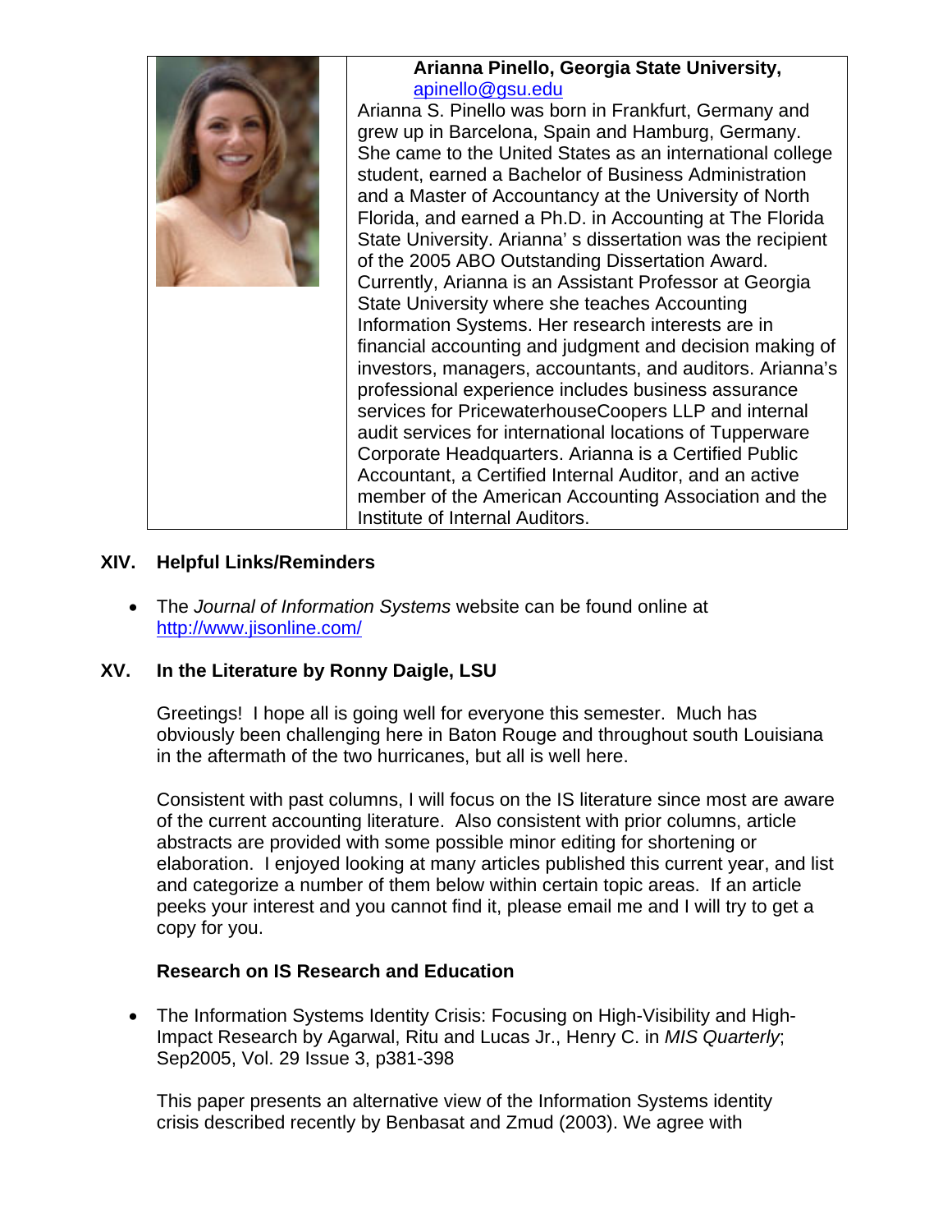**Arianna Pinello, Georgia State University,** apinello@gsu.edu

Arianna S. Pinello was born in Frankfurt, Germany and grew up in Barcelona, Spain and Hamburg, Germany. She came to the United States as an international college student, earned a Bachelor of Business Administration and a Master of Accountancy at the University of North Florida, and earned a Ph.D. in Accounting at The Florida State University. Arianna' s dissertation was the recipient of the 2005 ABO Outstanding Dissertation Award. Currently, Arianna is an Assistant Professor at Georgia State University where she teaches Accounting Information Systems. Her research interests are in financial accounting and judgment and decision making of investors, managers, accountants, and auditors. Arianna's professional experience includes business assurance services for PricewaterhouseCoopers LLP and internal audit services for international locations of Tupperware Corporate Headquarters. Arianna is a Certified Public Accountant, a Certified Internal Auditor, and an active member of the American Accounting Association and the Institute of Internal Auditors.

## XIV. Helpful Links/Reminders

- The *Journal of Information Systems* website can be found online at http://www.jisonline.com/

## XV. In the Literature by Ronny Daigle, LSU

Greetings! I hope all is going well for everyone this semester. Much has obviously been challenging here in Baton Rouge and throughout south Louisiana in the aftermath of the two hurricanes, but all is well here.

Consistent with past columns, I will focus on the IS literature since most are aware of the current accounting literature. Also consistent with prior columns, article abstracts are provided with some possible minor editing for shortening or elaboration. I enjoyed looking at many articles published this current year, and list and categorize a number of them below within certain topic areas. If an article peeks your interest and you cannot find it, please email me and I will try to get a copy for you.

**Research on IS Research and Education**

- The Information Systems Identity Crisis: Focusing on High-Visibility and High-Impact Research by Agarwal, Ritu and Lucas Jr., Henry C. in *MIS Quarterly*; Sep2005, Vol. 29 Issue 3, p381-398

  This paper presents an alternative view of the Information Systems identity crisis described recently by Benbasat and Zmud (2003). We agree with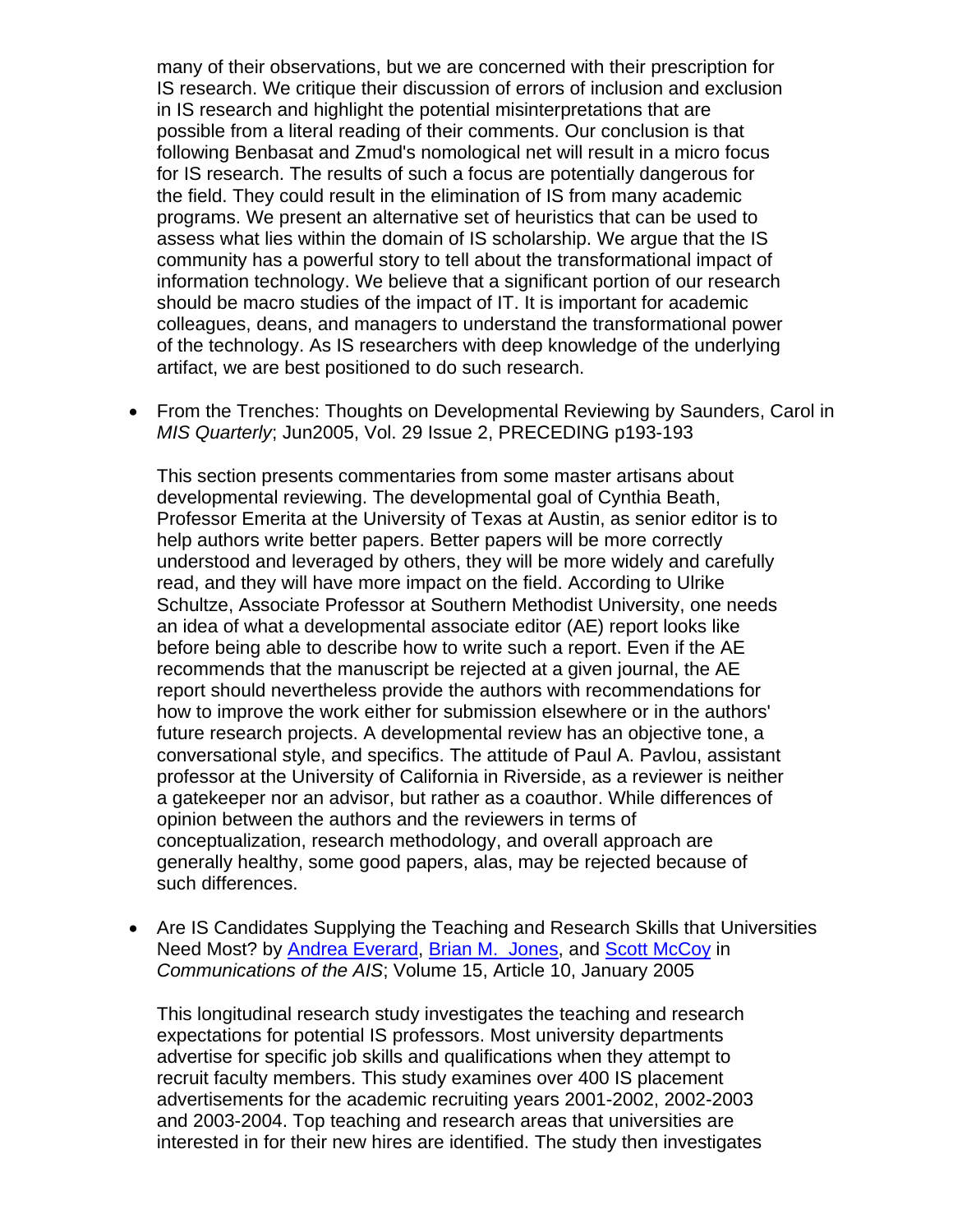many of their observations, but we are concerned with their prescription for IS research. We critique their discussion of errors of inclusion and exclusion in IS research and highlight the potential misinterpretations that are possible from a literal reading of their comments. Our conclusion is that following Benbasat and Zmud's nomological net will result in a micro focus for IS research. The results of such a focus are potentially dangerous for the field. They could result in the elimination of IS from many academic programs. We present an alternative set of heuristics that can be used to assess what lies within the domain of IS scholarship. We argue that the IS community has a powerful story to tell about the transformational impact of information technology. We believe that a significant portion of our research should be macro studies of the impact of IT. It is important for academic colleagues, deans, and managers to understand the transformational power of the technology. As IS researchers with deep knowledge of the underlying artifact, we are best positioned to do such research.

- From the Trenches: Thoughts on Developmental Reviewing by Saunders, Carol in *MIS Quarterly*; Jun2005, Vol. 29 Issue 2, PRECEDING p193-193

  This section presents commentaries from some master artisans about developmental reviewing. The developmental goal of Cynthia Beath, Professor Emerita at the University of Texas at Austin, as senior editor is to help authors write better papers. Better papers will be more correctly understood and leveraged by others, they will be more widely and carefully read, and they will have more impact on the field. According to Ulrike Schultze, Associate Professor at Southern Methodist University, one needs an idea of what a developmental associate editor (AE) report looks like before being able to describe how to write such a report. Even if the AE recommends that the manuscript be rejected at a given journal, the AE report should nevertheless provide the authors with recommendations for how to improve the work either for submission elsewhere or in the authors' future research projects. A developmental review has an objective tone, a conversational style, and specifics. The attitude of Paul A. Pavlou, assistant professor at the University of California in Riverside, as a reviewer is neither a gatekeeper nor an advisor, but rather as a coauthor. While differences of opinion between the authors and the reviewers in terms of conceptualization, research methodology, and overall approach are generally healthy, some good papers, alas, may be rejected because of such differences.

- Are IS Candidates Supplying the Teaching and Research Skills that Universities Need Most? by Andrea Everard, Brian M. Jones, and Scott McCoy in *Communications of the AIS*; Volume 15, Article 10, January 2005

  This longitudinal research study investigates the teaching and research expectations for potential IS professors. Most university departments advertise for specific job skills and qualifications when they attempt to recruit faculty members. This study examines over 400 IS placement advertisements for the academic recruiting years 2001-2002, 2002-2003 and 2003-2004. Top teaching and research areas that universities are interested in for their new hires are identified. The study then investigates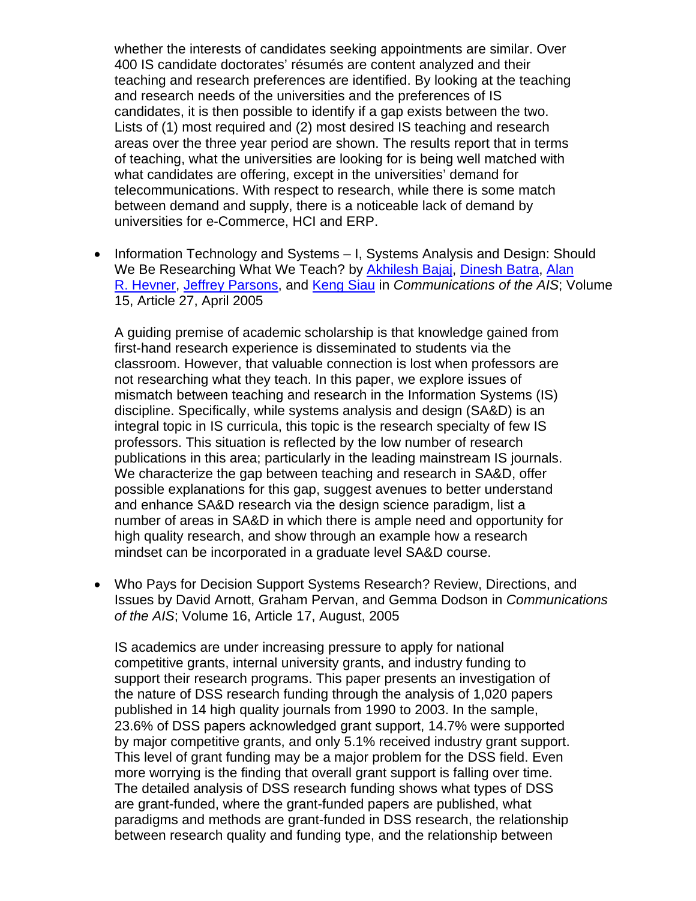whether the interests of candidates seeking appointments are similar. Over 400 IS candidate doctorates' résumés are content analyzed and their teaching and research preferences are identified. By looking at the teaching and research needs of the universities and the preferences of IS candidates, it is then possible to identify if a gap exists between the two. Lists of (1) most required and (2) most desired IS teaching and research areas over the three year period are shown. The results report that in terms of teaching, what the universities are looking for is being well matched with what candidates are offering, except in the universities' demand for telecommunications. With respect to research, while there is some match between demand and supply, there is a noticeable lack of demand by universities for e-Commerce, HCI and ERP.

- Information Technology and Systems – I, Systems Analysis and Design: Should We Be Researching What We Teach? by [Akhilesh Bajaj](), [Dinesh Batra](), [Alan R. Hevner](), [Jeffrey Parsons](), and [Keng Siau]() in *Communications of the AIS*; Volume 15, Article 27, April 2005

  A guiding premise of academic scholarship is that knowledge gained from first-hand research experience is disseminated to students via the classroom. However, that valuable connection is lost when professors are not researching what they teach. In this paper, we explore issues of mismatch between teaching and research in the Information Systems (IS) discipline. Specifically, while systems analysis and design (SA&D) is an integral topic in IS curricula, this topic is the research specialty of few IS professors. This situation is reflected by the low number of research publications in this area; particularly in the leading mainstream IS journals. We characterize the gap between teaching and research in SA&D, offer possible explanations for this gap, suggest avenues to better understand and enhance SA&D research via the design science paradigm, list a number of areas in SA&D in which there is ample need and opportunity for high quality research, and show through an example how a research mindset can be incorporated in a graduate level SA&D course.

- Who Pays for Decision Support Systems Research? Review, Directions, and Issues by David Arnott, Graham Pervan, and Gemma Dodson in *Communications of the AIS*; Volume 16, Article 17, August, 2005

  IS academics are under increasing pressure to apply for national competitive grants, internal university grants, and industry funding to support their research programs. This paper presents an investigation of the nature of DSS research funding through the analysis of 1,020 papers published in 14 high quality journals from 1990 to 2003. In the sample, 23.6% of DSS papers acknowledged grant support, 14.7% were supported by major competitive grants, and only 5.1% received industry grant support. This level of grant funding may be a major problem for the DSS field. Even more worrying is the finding that overall grant support is falling over time. The detailed analysis of DSS research funding shows what types of DSS are grant-funded, where the grant-funded papers are published, what paradigms and methods are grant-funded in DSS research, the relationship between research quality and funding type, and the relationship between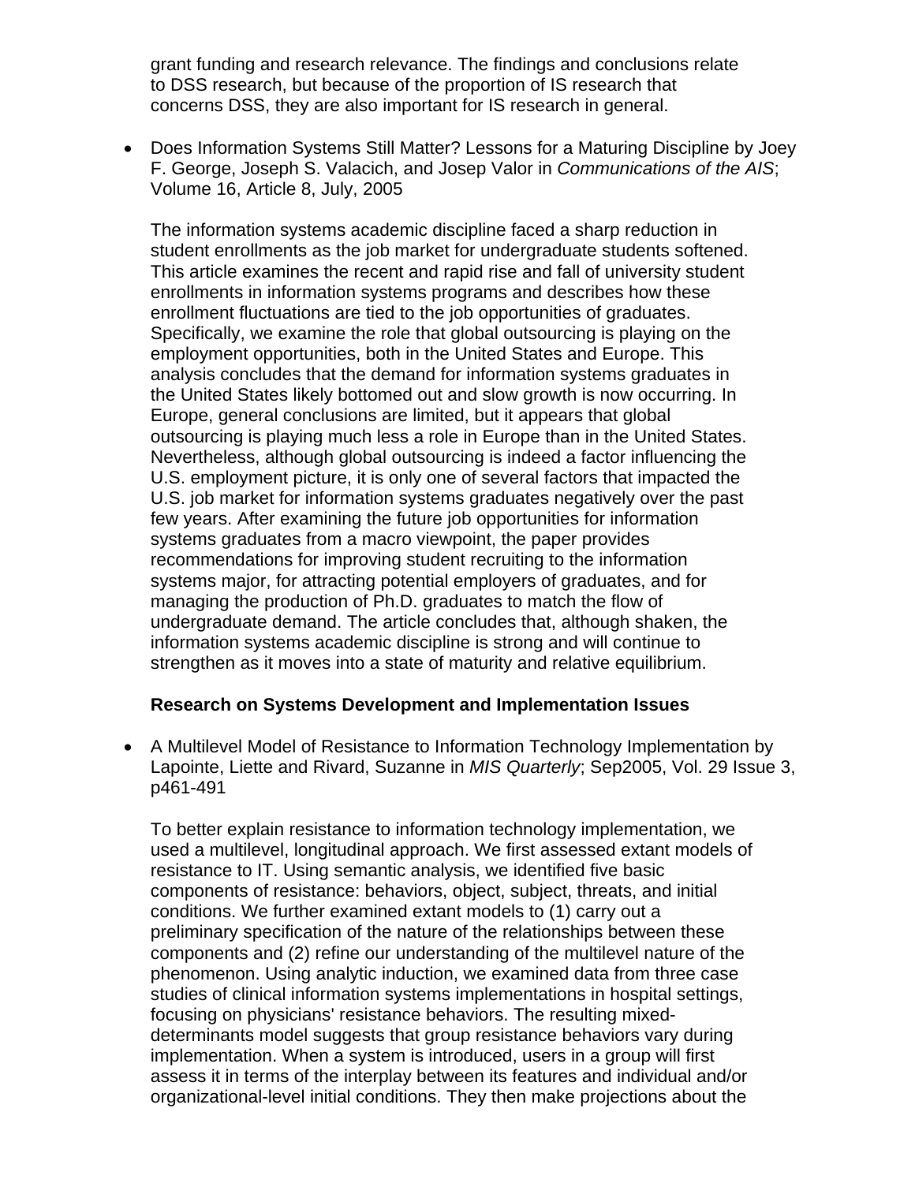grant funding and research relevance. The findings and conclusions relate to DSS research, but because of the proportion of IS research that concerns DSS, they are also important for IS research in general.

- Does Information Systems Still Matter? Lessons for a Maturing Discipline by Joey F. George, Joseph S. Valacich, and Josep Valor in *Communications of the AIS*; Volume 16, Article 8, July, 2005

  The information systems academic discipline faced a sharp reduction in student enrollments as the job market for undergraduate students softened. This article examines the recent and rapid rise and fall of university student enrollments in information systems programs and describes how these enrollment fluctuations are tied to the job opportunities of graduates. Specifically, we examine the role that global outsourcing is playing on the employment opportunities, both in the United States and Europe. This analysis concludes that the demand for information systems graduates in the United States likely bottomed out and slow growth is now occurring. In Europe, general conclusions are limited, but it appears that global outsourcing is playing much less a role in Europe than in the United States. Nevertheless, although global outsourcing is indeed a factor influencing the U.S. employment picture, it is only one of several factors that impacted the U.S. job market for information systems graduates negatively over the past few years. After examining the future job opportunities for information systems graduates from a macro viewpoint, the paper provides recommendations for improving student recruiting to the information systems major, for attracting potential employers of graduates, and for managing the production of Ph.D. graduates to match the flow of undergraduate demand. The article concludes that, although shaken, the information systems academic discipline is strong and will continue to strengthen as it moves into a state of maturity and relative equilibrium.

**Research on Systems Development and Implementation Issues**

- A Multilevel Model of Resistance to Information Technology Implementation by Lapointe, Liette and Rivard, Suzanne in *MIS Quarterly*; Sep2005, Vol. 29 Issue 3, p461-491

  To better explain resistance to information technology implementation, we used a multilevel, longitudinal approach. We first assessed extant models of resistance to IT. Using semantic analysis, we identified five basic components of resistance: behaviors, object, subject, threats, and initial conditions. We further examined extant models to (1) carry out a preliminary specification of the nature of the relationships between these components and (2) refine our understanding of the multilevel nature of the phenomenon. Using analytic induction, we examined data from three case studies of clinical information systems implementations in hospital settings, focusing on physicians' resistance behaviors. The resulting mixed-determinants model suggests that group resistance behaviors vary during implementation. When a system is introduced, users in a group will first assess it in terms of the interplay between its features and individual and/or organizational-level initial conditions. They then make projections about the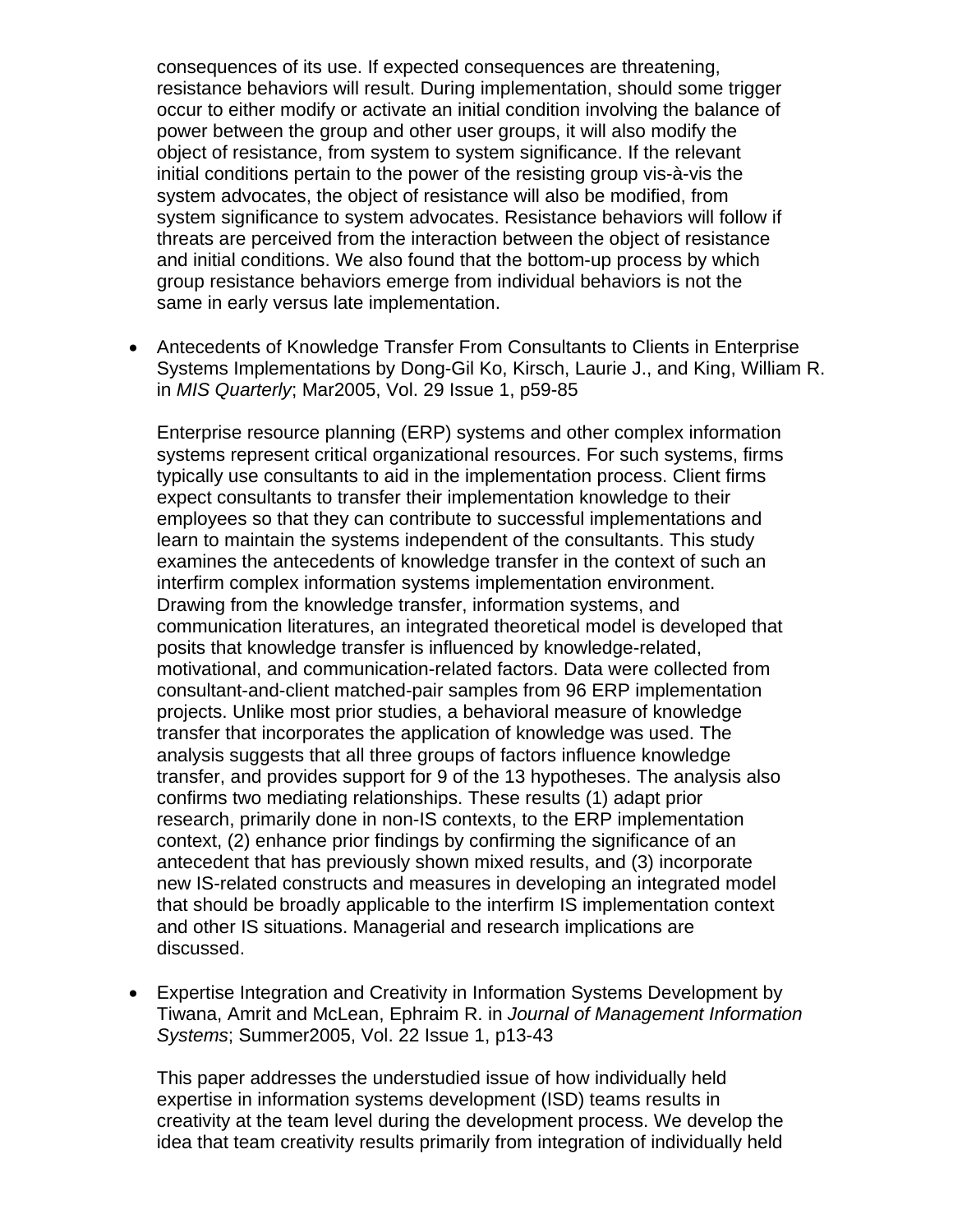consequences of its use. If expected consequences are threatening, resistance behaviors will result. During implementation, should some trigger occur to either modify or activate an initial condition involving the balance of power between the group and other user groups, it will also modify the object of resistance, from system to system significance. If the relevant initial conditions pertain to the power of the resisting group vis-à-vis the system advocates, the object of resistance will also be modified, from system significance to system advocates. Resistance behaviors will follow if threats are perceived from the interaction between the object of resistance and initial conditions. We also found that the bottom-up process by which group resistance behaviors emerge from individual behaviors is not the same in early versus late implementation.

- Antecedents of Knowledge Transfer From Consultants to Clients in Enterprise Systems Implementations by Dong-Gil Ko, Kirsch, Laurie J., and King, William R. in *MIS Quarterly*; Mar2005, Vol. 29 Issue 1, p59-85

  Enterprise resource planning (ERP) systems and other complex information systems represent critical organizational resources. For such systems, firms typically use consultants to aid in the implementation process. Client firms expect consultants to transfer their implementation knowledge to their employees so that they can contribute to successful implementations and learn to maintain the systems independent of the consultants. This study examines the antecedents of knowledge transfer in the context of such an interfirm complex information systems implementation environment. Drawing from the knowledge transfer, information systems, and communication literatures, an integrated theoretical model is developed that posits that knowledge transfer is influenced by knowledge-related, motivational, and communication-related factors. Data were collected from consultant-and-client matched-pair samples from 96 ERP implementation projects. Unlike most prior studies, a behavioral measure of knowledge transfer that incorporates the application of knowledge was used. The analysis suggests that all three groups of factors influence knowledge transfer, and provides support for 9 of the 13 hypotheses. The analysis also confirms two mediating relationships. These results (1) adapt prior research, primarily done in non-IS contexts, to the ERP implementation context, (2) enhance prior findings by confirming the significance of an antecedent that has previously shown mixed results, and (3) incorporate new IS-related constructs and measures in developing an integrated model that should be broadly applicable to the interfirm IS implementation context and other IS situations. Managerial and research implications are discussed.

- Expertise Integration and Creativity in Information Systems Development by Tiwana, Amrit and McLean, Ephraim R. in *Journal of Management Information Systems*; Summer2005, Vol. 22 Issue 1, p13-43

  This paper addresses the understudied issue of how individually held expertise in information systems development (ISD) teams results in creativity at the team level during the development process. We develop the idea that team creativity results primarily from integration of individually held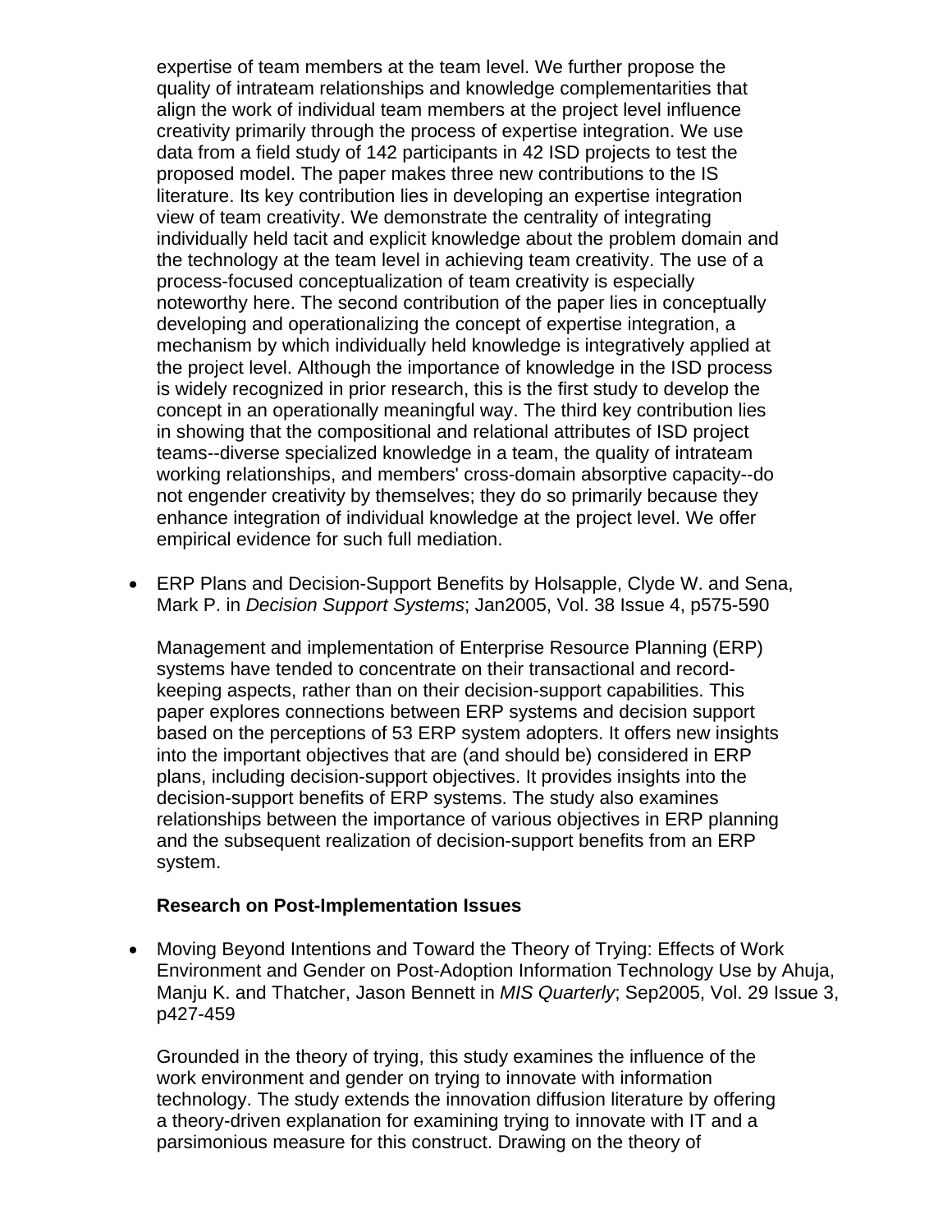expertise of team members at the team level. We further propose the quality of intrateam relationships and knowledge complementarities that align the work of individual team members at the project level influence creativity primarily through the process of expertise integration. We use data from a field study of 142 participants in 42 ISD projects to test the proposed model. The paper makes three new contributions to the IS literature. Its key contribution lies in developing an expertise integration view of team creativity. We demonstrate the centrality of integrating individually held tacit and explicit knowledge about the problem domain and the technology at the team level in achieving team creativity. The use of a process-focused conceptualization of team creativity is especially noteworthy here. The second contribution of the paper lies in conceptually developing and operationalizing the concept of expertise integration, a mechanism by which individually held knowledge is integratively applied at the project level. Although the importance of knowledge in the ISD process is widely recognized in prior research, this is the first study to develop the concept in an operationally meaningful way. The third key contribution lies in showing that the compositional and relational attributes of ISD project teams--diverse specialized knowledge in a team, the quality of intrateam working relationships, and members' cross-domain absorptive capacity--do not engender creativity by themselves; they do so primarily because they enhance integration of individual knowledge at the project level. We offer empirical evidence for such full mediation.

- ERP Plans and Decision-Support Benefits by Holsapple, Clyde W. and Sena, Mark P. in *Decision Support Systems*; Jan2005, Vol. 38 Issue 4, p575-590

  Management and implementation of Enterprise Resource Planning (ERP) systems have tended to concentrate on their transactional and record-keeping aspects, rather than on their decision-support capabilities. This paper explores connections between ERP systems and decision support based on the perceptions of 53 ERP system adopters. It offers new insights into the important objectives that are (and should be) considered in ERP plans, including decision-support objectives. It provides insights into the decision-support benefits of ERP systems. The study also examines relationships between the importance of various objectives in ERP planning and the subsequent realization of decision-support benefits from an ERP system.

  **Research on Post-Implementation Issues**

- Moving Beyond Intentions and Toward the Theory of Trying: Effects of Work Environment and Gender on Post-Adoption Information Technology Use by Ahuja, Manju K. and Thatcher, Jason Bennett in *MIS Quarterly*; Sep2005, Vol. 29 Issue 3, p427-459

  Grounded in the theory of trying, this study examines the influence of the work environment and gender on trying to innovate with information technology. The study extends the innovation diffusion literature by offering a theory-driven explanation for examining trying to innovate with IT and a parsimonious measure for this construct. Drawing on the theory of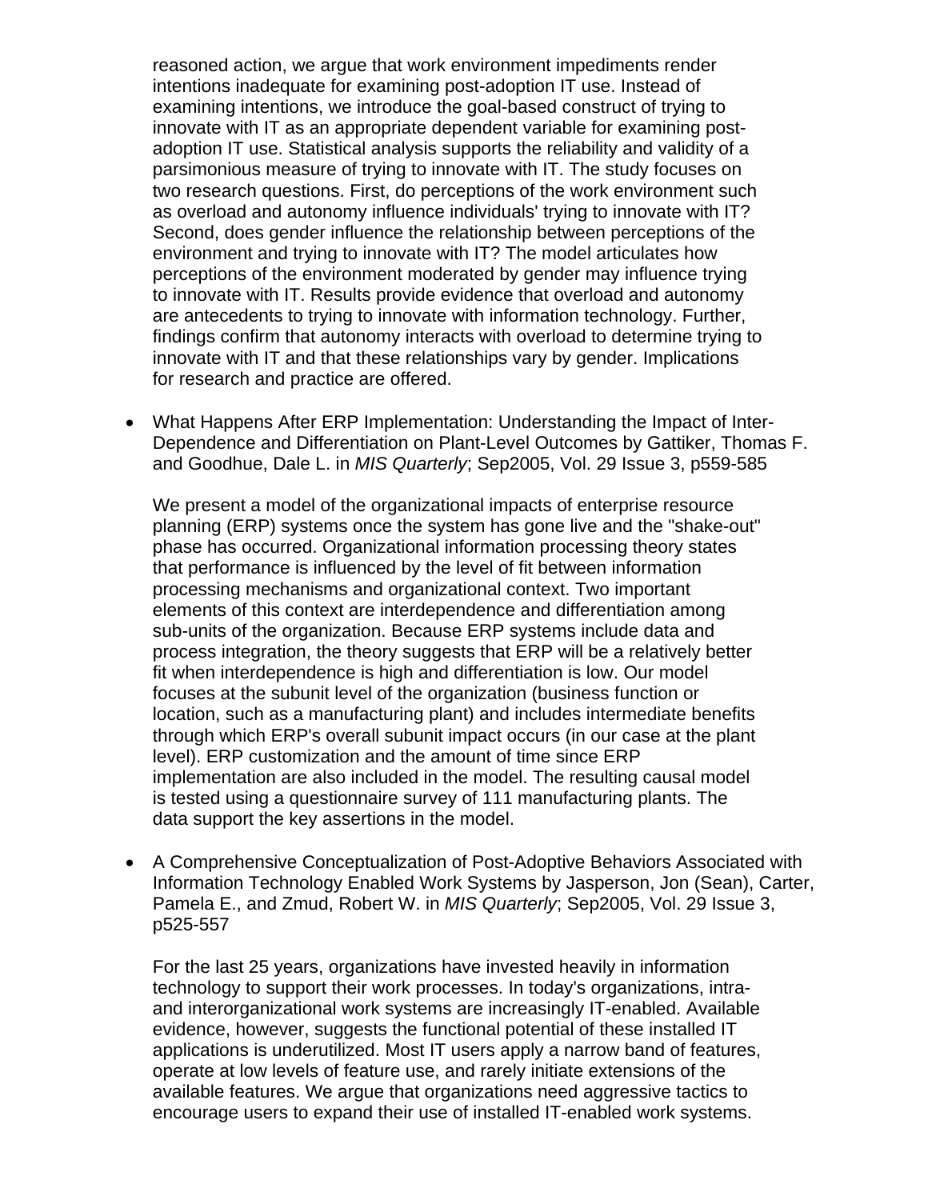reasoned action, we argue that work environment impediments render intentions inadequate for examining post-adoption IT use. Instead of examining intentions, we introduce the goal-based construct of trying to innovate with IT as an appropriate dependent variable for examining post-adoption IT use. Statistical analysis supports the reliability and validity of a parsimonious measure of trying to innovate with IT. The study focuses on two research questions. First, do perceptions of the work environment such as overload and autonomy influence individuals' trying to innovate with IT? Second, does gender influence the relationship between perceptions of the environment and trying to innovate with IT? The model articulates how perceptions of the environment moderated by gender may influence trying to innovate with IT. Results provide evidence that overload and autonomy are antecedents to trying to innovate with information technology. Further, findings confirm that autonomy interacts with overload to determine trying to innovate with IT and that these relationships vary by gender. Implications for research and practice are offered.

- What Happens After ERP Implementation: Understanding the Impact of Inter-Dependence and Differentiation on Plant-Level Outcomes by Gattiker, Thomas F. and Goodhue, Dale L. in *MIS Quarterly*; Sep2005, Vol. 29 Issue 3, p559-585

  We present a model of the organizational impacts of enterprise resource planning (ERP) systems once the system has gone live and the "shake-out" phase has occurred. Organizational information processing theory states that performance is influenced by the level of fit between information processing mechanisms and organizational context. Two important elements of this context are interdependence and differentiation among sub-units of the organization. Because ERP systems include data and process integration, the theory suggests that ERP will be a relatively better fit when interdependence is high and differentiation is low. Our model focuses at the subunit level of the organization (business function or location, such as a manufacturing plant) and includes intermediate benefits through which ERP's overall subunit impact occurs (in our case at the plant level). ERP customization and the amount of time since ERP implementation are also included in the model. The resulting causal model is tested using a questionnaire survey of 111 manufacturing plants. The data support the key assertions in the model.

- A Comprehensive Conceptualization of Post-Adoptive Behaviors Associated with Information Technology Enabled Work Systems by Jasperson, Jon (Sean), Carter, Pamela E., and Zmud, Robert W. in *MIS Quarterly*; Sep2005, Vol. 29 Issue 3, p525-557

  For the last 25 years, organizations have invested heavily in information technology to support their work processes. In today's organizations, intra- and interorganizational work systems are increasingly IT-enabled. Available evidence, however, suggests the functional potential of these installed IT applications is underutilized. Most IT users apply a narrow band of features, operate at low levels of feature use, and rarely initiate extensions of the available features. We argue that organizations need aggressive tactics to encourage users to expand their use of installed IT-enabled work systems.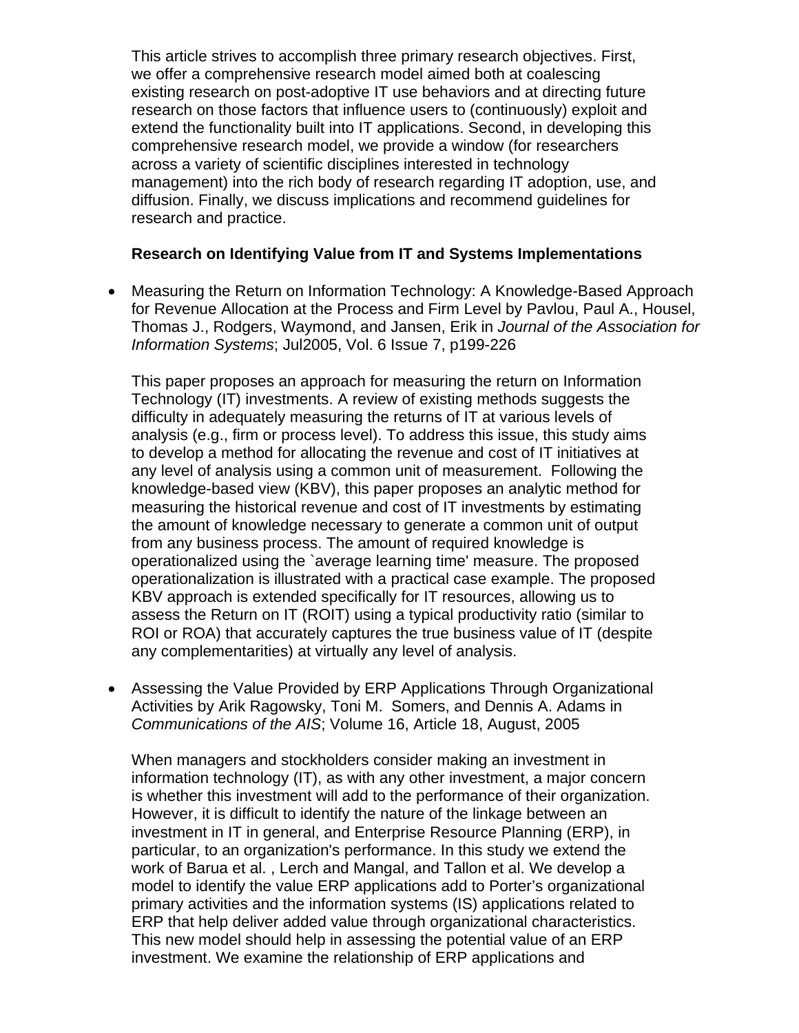This article strives to accomplish three primary research objectives. First, we offer a comprehensive research model aimed both at coalescing existing research on post-adoptive IT use behaviors and at directing future research on those factors that influence users to (continuously) exploit and extend the functionality built into IT applications. Second, in developing this comprehensive research model, we provide a window (for researchers across a variety of scientific disciplines interested in technology management) into the rich body of research regarding IT adoption, use, and diffusion. Finally, we discuss implications and recommend guidelines for research and practice.

**Research on Identifying Value from IT and Systems Implementations**

- Measuring the Return on Information Technology: A Knowledge-Based Approach for Revenue Allocation at the Process and Firm Level by Pavlou, Paul A., Housel, Thomas J., Rodgers, Waymond, and Jansen, Erik in *Journal of the Association for Information Systems*; Jul2005, Vol. 6 Issue 7, p199-226

  This paper proposes an approach for measuring the return on Information Technology (IT) investments. A review of existing methods suggests the difficulty in adequately measuring the returns of IT at various levels of analysis (e.g., firm or process level). To address this issue, this study aims to develop a method for allocating the revenue and cost of IT initiatives at any level of analysis using a common unit of measurement. Following the knowledge-based view (KBV), this paper proposes an analytic method for measuring the historical revenue and cost of IT investments by estimating the amount of knowledge necessary to generate a common unit of output from any business process. The amount of required knowledge is operationalized using the `average learning time' measure. The proposed operationalization is illustrated with a practical case example. The proposed KBV approach is extended specifically for IT resources, allowing us to assess the Return on IT (ROIT) using a typical productivity ratio (similar to ROI or ROA) that accurately captures the true business value of IT (despite any complementarities) at virtually any level of analysis.

- Assessing the Value Provided by ERP Applications Through Organizational Activities by Arik Ragowsky, Toni M. Somers, and Dennis A. Adams in *Communications of the AIS*; Volume 16, Article 18, August, 2005

  When managers and stockholders consider making an investment in information technology (IT), as with any other investment, a major concern is whether this investment will add to the performance of their organization. However, it is difficult to identify the nature of the linkage between an investment in IT in general, and Enterprise Resource Planning (ERP), in particular, to an organization's performance. In this study we extend the work of Barua et al. , Lerch and Mangal, and Tallon et al. We develop a model to identify the value ERP applications add to Porter's organizational primary activities and the information systems (IS) applications related to ERP that help deliver added value through organizational characteristics. This new model should help in assessing the potential value of an ERP investment. We examine the relationship of ERP applications and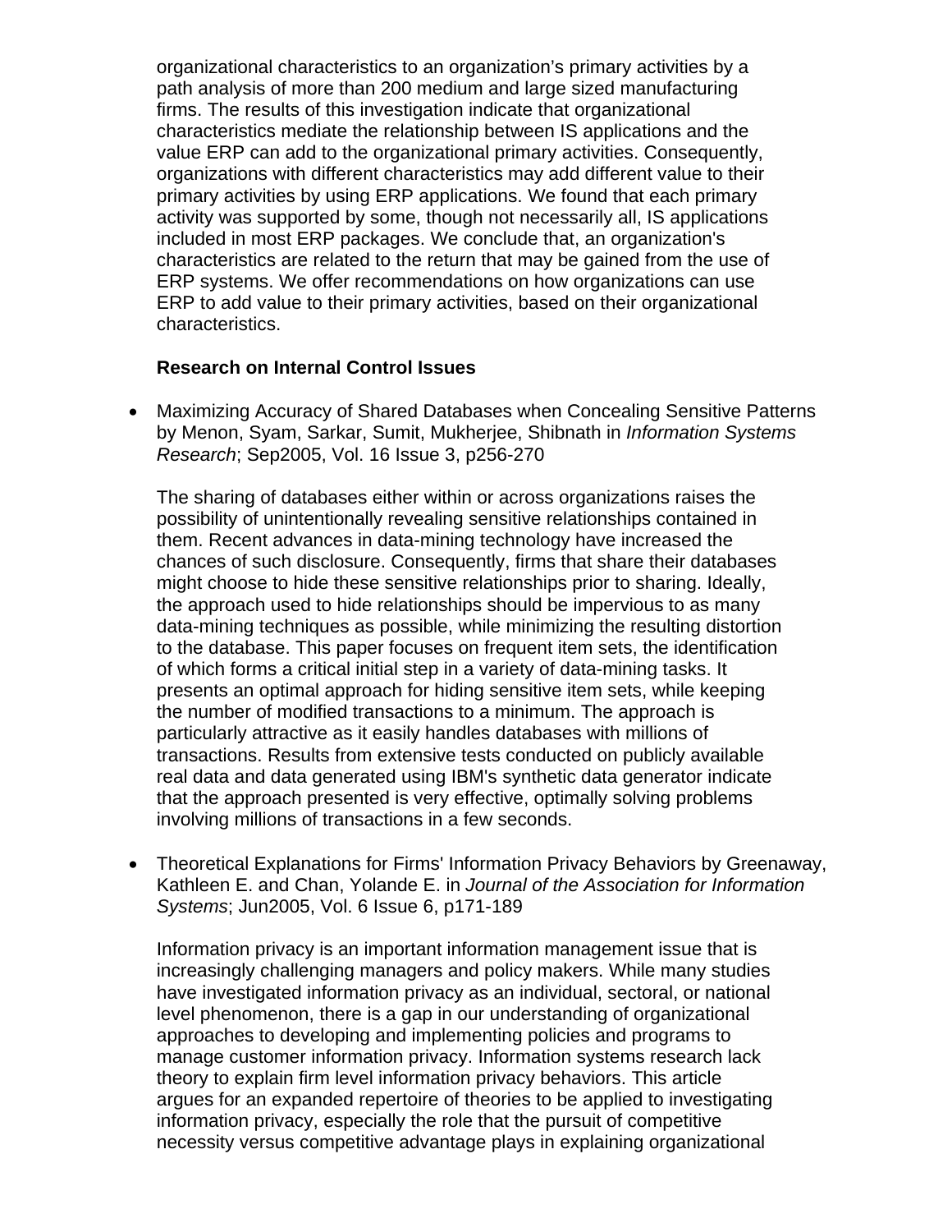organizational characteristics to an organization's primary activities by a path analysis of more than 200 medium and large sized manufacturing firms. The results of this investigation indicate that organizational characteristics mediate the relationship between IS applications and the value ERP can add to the organizational primary activities. Consequently, organizations with different characteristics may add different value to their primary activities by using ERP applications. We found that each primary activity was supported by some, though not necessarily all, IS applications included in most ERP packages. We conclude that, an organization's characteristics are related to the return that may be gained from the use of ERP systems. We offer recommendations on how organizations can use ERP to add value to their primary activities, based on their organizational characteristics.

**Research on Internal Control Issues**

- Maximizing Accuracy of Shared Databases when Concealing Sensitive Patterns by Menon, Syam, Sarkar, Sumit, Mukherjee, Shibnath in *Information Systems Research*; Sep2005, Vol. 16 Issue 3, p256-270

  The sharing of databases either within or across organizations raises the possibility of unintentionally revealing sensitive relationships contained in them. Recent advances in data-mining technology have increased the chances of such disclosure. Consequently, firms that share their databases might choose to hide these sensitive relationships prior to sharing. Ideally, the approach used to hide relationships should be impervious to as many data-mining techniques as possible, while minimizing the resulting distortion to the database. This paper focuses on frequent item sets, the identification of which forms a critical initial step in a variety of data-mining tasks. It presents an optimal approach for hiding sensitive item sets, while keeping the number of modified transactions to a minimum. The approach is particularly attractive as it easily handles databases with millions of transactions. Results from extensive tests conducted on publicly available real data and data generated using IBM's synthetic data generator indicate that the approach presented is very effective, optimally solving problems involving millions of transactions in a few seconds.

- Theoretical Explanations for Firms' Information Privacy Behaviors by Greenaway, Kathleen E. and Chan, Yolande E. in *Journal of the Association for Information Systems*; Jun2005, Vol. 6 Issue 6, p171-189

  Information privacy is an important information management issue that is increasingly challenging managers and policy makers. While many studies have investigated information privacy as an individual, sectoral, or national level phenomenon, there is a gap in our understanding of organizational approaches to developing and implementing policies and programs to manage customer information privacy. Information systems research lack theory to explain firm level information privacy behaviors. This article argues for an expanded repertoire of theories to be applied to investigating information privacy, especially the role that the pursuit of competitive necessity versus competitive advantage plays in explaining organizational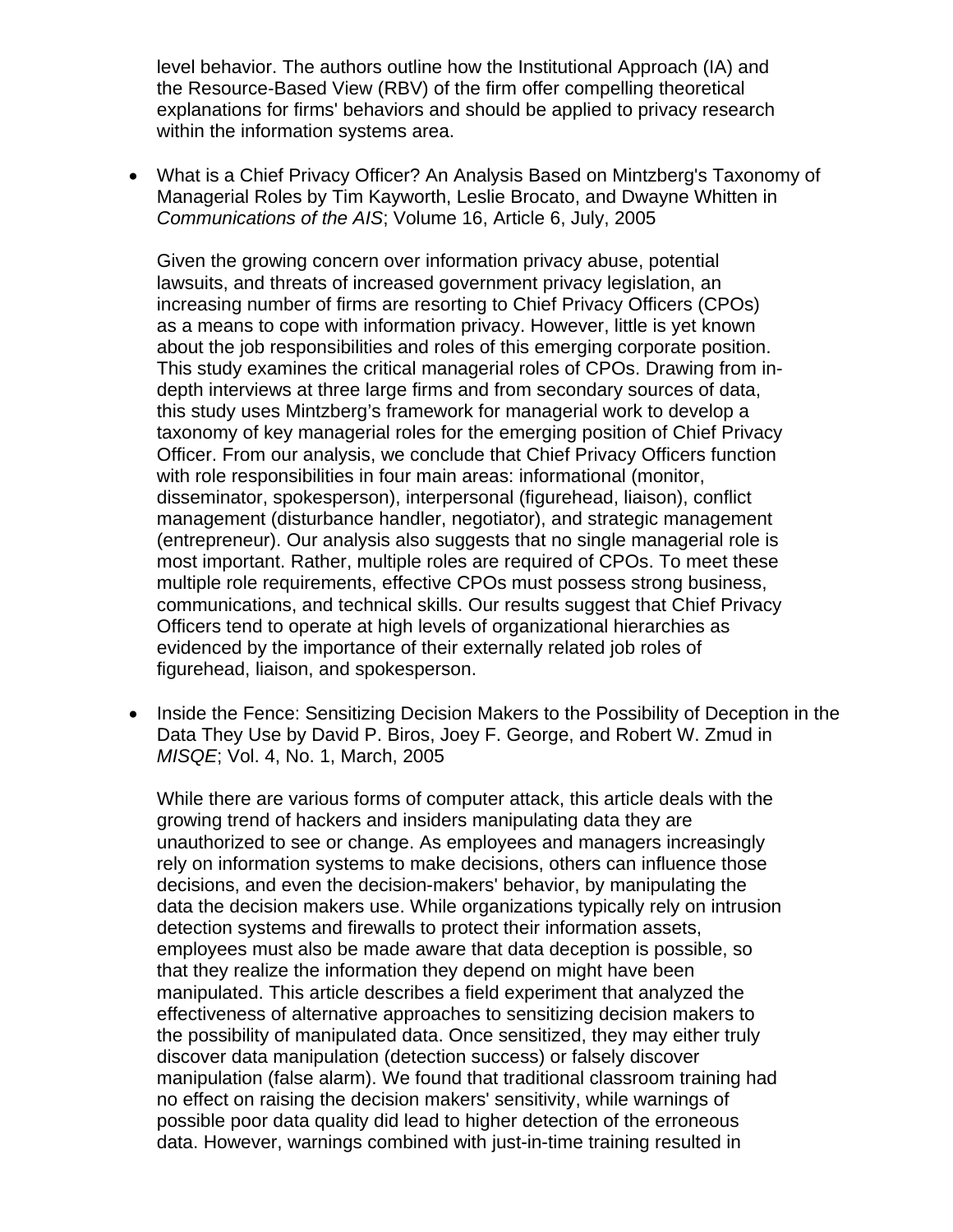level behavior. The authors outline how the Institutional Approach (IA) and the Resource-Based View (RBV) of the firm offer compelling theoretical explanations for firms' behaviors and should be applied to privacy research within the information systems area.

- What is a Chief Privacy Officer? An Analysis Based on Mintzberg's Taxonomy of Managerial Roles by Tim Kayworth, Leslie Brocato, and Dwayne Whitten in *Communications of the AIS*; Volume 16, Article 6, July, 2005

  Given the growing concern over information privacy abuse, potential lawsuits, and threats of increased government privacy legislation, an increasing number of firms are resorting to Chief Privacy Officers (CPOs) as a means to cope with information privacy. However, little is yet known about the job responsibilities and roles of this emerging corporate position. This study examines the critical managerial roles of CPOs. Drawing from in-depth interviews at three large firms and from secondary sources of data, this study uses Mintzberg's framework for managerial work to develop a taxonomy of key managerial roles for the emerging position of Chief Privacy Officer. From our analysis, we conclude that Chief Privacy Officers function with role responsibilities in four main areas: informational (monitor, disseminator, spokesperson), interpersonal (figurehead, liaison), conflict management (disturbance handler, negotiator), and strategic management (entrepreneur). Our analysis also suggests that no single managerial role is most important. Rather, multiple roles are required of CPOs. To meet these multiple role requirements, effective CPOs must possess strong business, communications, and technical skills. Our results suggest that Chief Privacy Officers tend to operate at high levels of organizational hierarchies as evidenced by the importance of their externally related job roles of figurehead, liaison, and spokesperson.

- Inside the Fence: Sensitizing Decision Makers to the Possibility of Deception in the Data They Use by David P. Biros, Joey F. George, and Robert W. Zmud in *MISQE*; Vol. 4, No. 1, March, 2005

  While there are various forms of computer attack, this article deals with the growing trend of hackers and insiders manipulating data they are unauthorized to see or change. As employees and managers increasingly rely on information systems to make decisions, others can influence those decisions, and even the decision-makers' behavior, by manipulating the data the decision makers use. While organizations typically rely on intrusion detection systems and firewalls to protect their information assets, employees must also be made aware that data deception is possible, so that they realize the information they depend on might have been manipulated. This article describes a field experiment that analyzed the effectiveness of alternative approaches to sensitizing decision makers to the possibility of manipulated data. Once sensitized, they may either truly discover data manipulation (detection success) or falsely discover manipulation (false alarm). We found that traditional classroom training had no effect on raising the decision makers' sensitivity, while warnings of possible poor data quality did lead to higher detection of the erroneous data. However, warnings combined with just-in-time training resulted in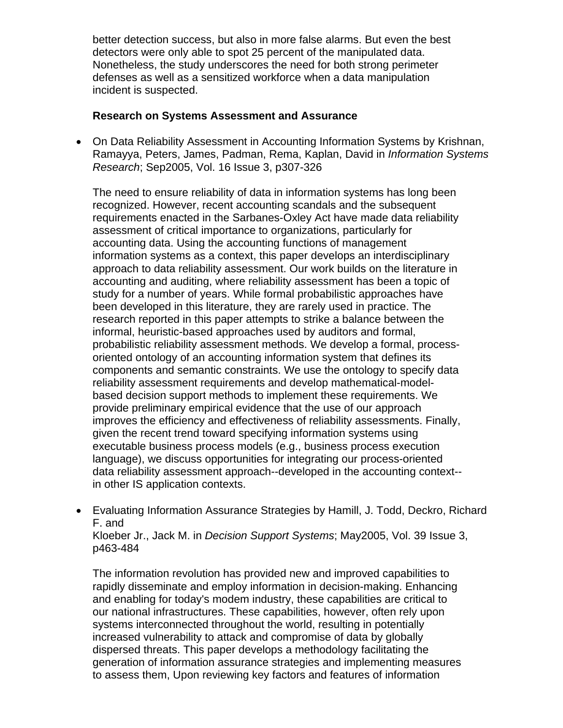better detection success, but also in more false alarms. But even the best detectors were only able to spot 25 percent of the manipulated data. Nonetheless, the study underscores the need for both strong perimeter defenses as well as a sensitized workforce when a data manipulation incident is suspected.

**Research on Systems Assessment and Assurance**

- On Data Reliability Assessment in Accounting Information Systems by Krishnan, Ramayya, Peters, James, Padman, Rema, Kaplan, David in *Information Systems Research*; Sep2005, Vol. 16 Issue 3, p307-326

  The need to ensure reliability of data in information systems has long been recognized. However, recent accounting scandals and the subsequent requirements enacted in the Sarbanes-Oxley Act have made data reliability assessment of critical importance to organizations, particularly for accounting data. Using the accounting functions of management information systems as a context, this paper develops an interdisciplinary approach to data reliability assessment. Our work builds on the literature in accounting and auditing, where reliability assessment has been a topic of study for a number of years. While formal probabilistic approaches have been developed in this literature, they are rarely used in practice. The research reported in this paper attempts to strike a balance between the informal, heuristic-based approaches used by auditors and formal, probabilistic reliability assessment methods. We develop a formal, process-oriented ontology of an accounting information system that defines its components and semantic constraints. We use the ontology to specify data reliability assessment requirements and develop mathematical-model-based decision support methods to implement these requirements. We provide preliminary empirical evidence that the use of our approach improves the efficiency and effectiveness of reliability assessments. Finally, given the recent trend toward specifying information systems using executable business process models (e.g., business process execution language), we discuss opportunities for integrating our process-oriented data reliability assessment approach--developed in the accounting context--in other IS application contexts.

- Evaluating Information Assurance Strategies by Hamill, J. Todd, Deckro, Richard F. and Kloeber Jr., Jack M. in *Decision Support Systems*; May2005, Vol. 39 Issue 3, p463-484

  The information revolution has provided new and improved capabilities to rapidly disseminate and employ information in decision-making. Enhancing and enabling for today's modem industry, these capabilities are critical to our national infrastructures. These capabilities, however, often rely upon systems interconnected throughout the world, resulting in potentially increased vulnerability to attack and compromise of data by globally dispersed threats. This paper develops a methodology facilitating the generation of information assurance strategies and implementing measures to assess them, Upon reviewing key factors and features of information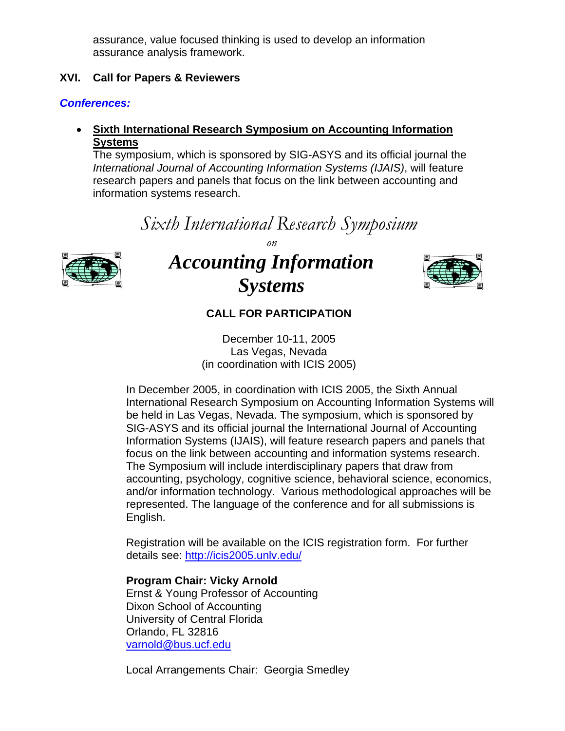assurance, value focused thinking is used to develop an information assurance analysis framework.

## XVI. Call for Papers & Reviewers

### *Conferences:*

- **Sixth International Research Symposium on Accounting Information Systems**
  The symposium, which is sponsored by SIG-ASYS and its official journal the *International Journal of Accounting Information Systems (IJAIS)*, will feature research papers and panels that focus on the link between accounting and information systems research.

*Sixth International Research Symposium*

*on*

***Accounting Information Systems***

**CALL FOR PARTICIPATION**

December 10-11, 2005
Las Vegas, Nevada
(in coordination with ICIS 2005)

In December 2005, in coordination with ICIS 2005, the Sixth Annual International Research Symposium on Accounting Information Systems will be held in Las Vegas, Nevada. The symposium, which is sponsored by SIG-ASYS and its official journal the International Journal of Accounting Information Systems (IJAIS), will feature research papers and panels that focus on the link between accounting and information systems research. The Symposium will include interdisciplinary papers that draw from accounting, psychology, cognitive science, behavioral science, economics, and/or information technology. Various methodological approaches will be represented. The language of the conference and for all submissions is English.

Registration will be available on the ICIS registration form. For further details see: http://icis2005.unlv.edu/

**Program Chair: Vicky Arnold**
Ernst & Young Professor of Accounting
Dixon School of Accounting
University of Central Florida
Orlando, FL 32816
varnold@bus.ucf.edu

Local Arrangements Chair: Georgia Smedley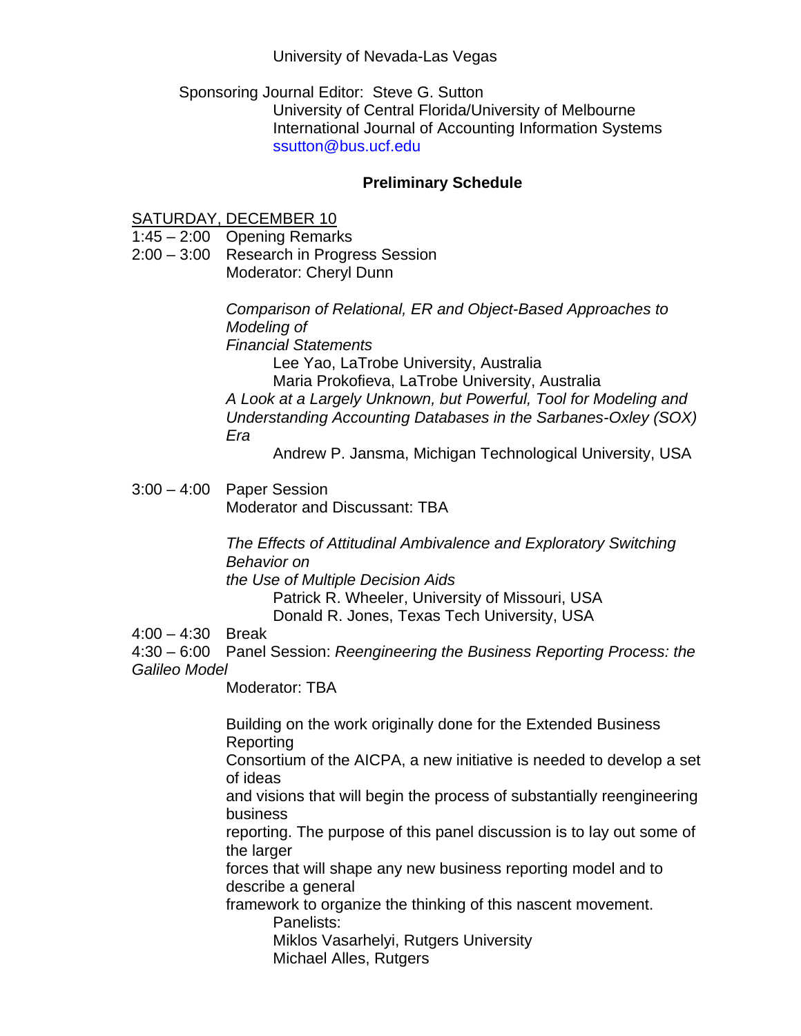University of Nevada-Las Vegas

Sponsoring Journal Editor: Steve G. Sutton
University of Central Florida/University of Melbourne
International Journal of Accounting Information Systems
ssutton@bus.ucf.edu

**Preliminary Schedule**

SATURDAY, DECEMBER 10

1:45 – 2:00 Opening Remarks

2:00 – 3:00 Research in Progress Session
Moderator: Cheryl Dunn

*Comparison of Relational, ER and Object-Based Approaches to Modeling of Financial Statements*
Lee Yao, LaTrobe University, Australia
Maria Prokofieva, LaTrobe University, Australia

*A Look at a Largely Unknown, but Powerful, Tool for Modeling and Understanding Accounting Databases in the Sarbanes-Oxley (SOX) Era*
Andrew P. Jansma, Michigan Technological University, USA

3:00 – 4:00 Paper Session
Moderator and Discussant: TBA

*The Effects of Attitudinal Ambivalence and Exploratory Switching Behavior on the Use of Multiple Decision Aids*
Patrick R. Wheeler, University of Missouri, USA
Donald R. Jones, Texas Tech University, USA

4:00 – 4:30 Break

4:30 – 6:00 Panel Session: *Reengineering the Business Reporting Process: the Galileo Model*
Moderator: TBA

Building on the work originally done for the Extended Business Reporting Consortium of the AICPA, a new initiative is needed to develop a set of ideas and visions that will begin the process of substantially reengineering business reporting. The purpose of this panel discussion is to lay out some of the larger forces that will shape any new business reporting model and to describe a general framework to organize the thinking of this nascent movement.

Panelists:
Miklos Vasarhelyi, Rutgers University
Michael Alles, Rutgers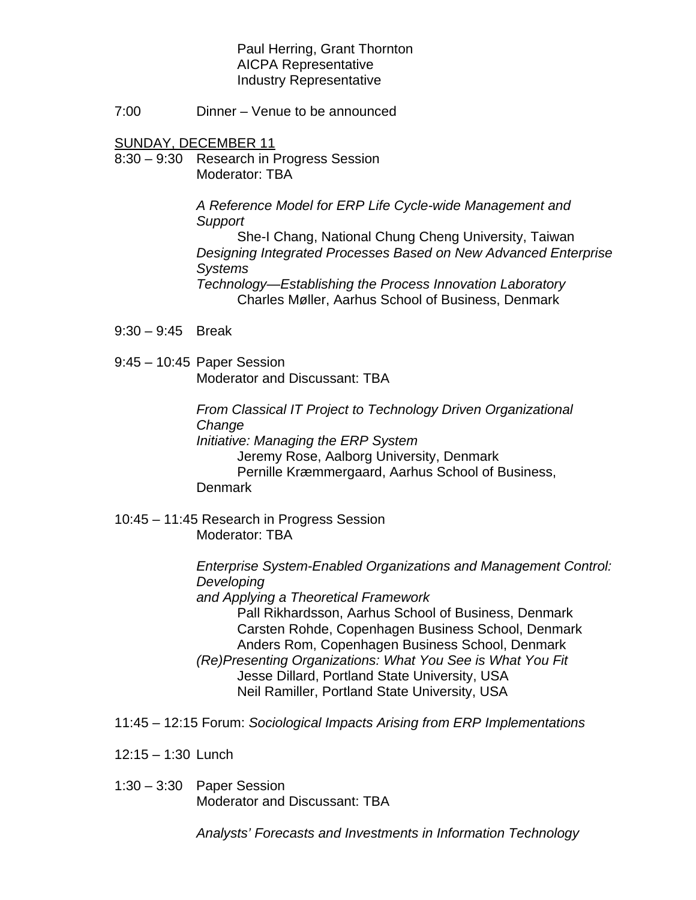Paul Herring, Grant Thornton
AICPA Representative
Industry Representative

7:00 Dinner – Venue to be announced

<u>SUNDAY, DECEMBER 11</u>

8:30 – 9:30 Research in Progress Session
Moderator: TBA

*A Reference Model for ERP Life Cycle-wide Management and Support*
She-I Chang, National Chung Cheng University, Taiwan

*Designing Integrated Processes Based on New Advanced Enterprise Systems Technology—Establishing the Process Innovation Laboratory*
Charles Møller, Aarhus School of Business, Denmark

9:30 – 9:45 Break

9:45 – 10:45 Paper Session
Moderator and Discussant: TBA

*From Classical IT Project to Technology Driven Organizational Change Initiative: Managing the ERP System*
Jeremy Rose, Aalborg University, Denmark
Pernille Kræmmergaard, Aarhus School of Business, Denmark

10:45 – 11:45 Research in Progress Session
Moderator: TBA

*Enterprise System-Enabled Organizations and Management Control: Developing and Applying a Theoretical Framework*
Pall Rikhardsson, Aarhus School of Business, Denmark
Carsten Rohde, Copenhagen Business School, Denmark
Anders Rom, Copenhagen Business School, Denmark

*(Re)Presenting Organizations: What You See is What You Fit*
Jesse Dillard, Portland State University, USA
Neil Ramiller, Portland State University, USA

11:45 – 12:15 Forum: *Sociological Impacts Arising from ERP Implementations*

12:15 – 1:30 Lunch

1:30 – 3:30 Paper Session
Moderator and Discussant: TBA

*Analysts' Forecasts and Investments in Information Technology*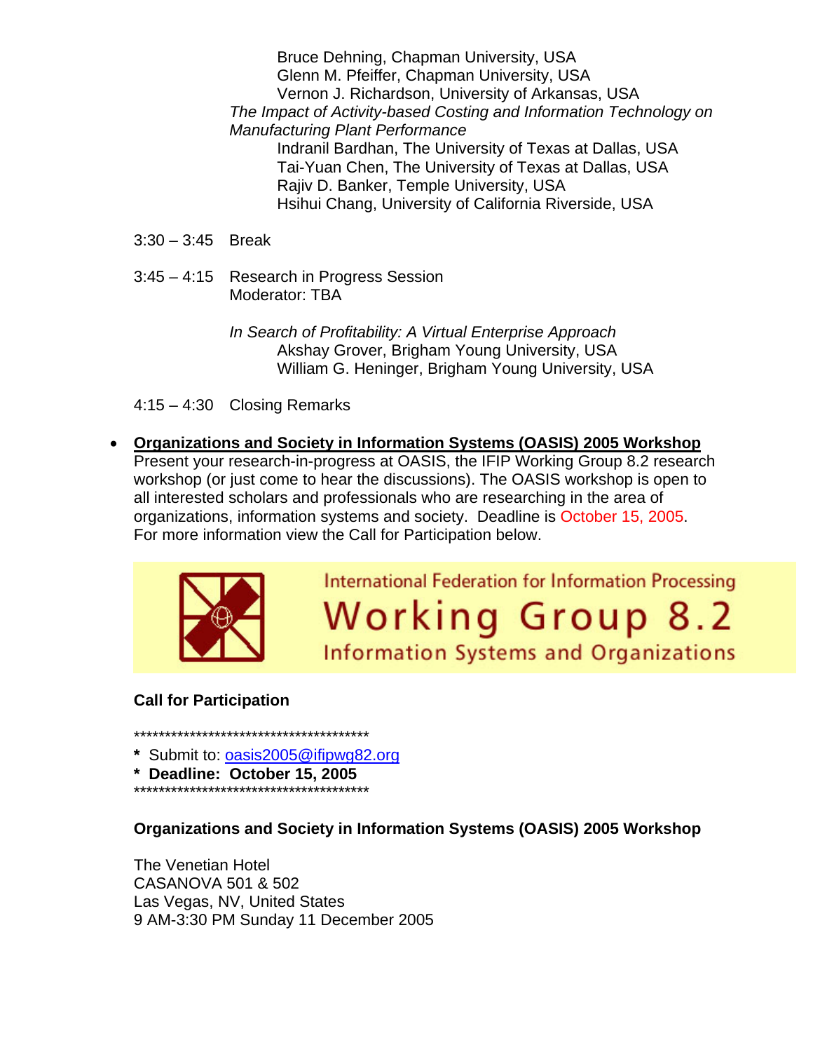Bruce Dehning, Chapman University, USA
Glenn M. Pfeiffer, Chapman University, USA
Vernon J. Richardson, University of Arkansas, USA

*The Impact of Activity-based Costing and Information Technology on Manufacturing Plant Performance*

Indranil Bardhan, The University of Texas at Dallas, USA
Tai-Yuan Chen, The University of Texas at Dallas, USA
Rajiv D. Banker, Temple University, USA
Hsihui Chang, University of California Riverside, USA

3:30 – 3:45 Break

3:45 – 4:15 Research in Progress Session
Moderator: TBA

*In Search of Profitability: A Virtual Enterprise Approach*

Akshay Grover, Brigham Young University, USA
William G. Heninger, Brigham Young University, USA

4:15 – 4:30 Closing Remarks

- **Organizations and Society in Information Systems (OASIS) 2005 Workshop**
  Present your research-in-progress at OASIS, the IFIP Working Group 8.2 research workshop (or just come to hear the discussions). The OASIS workshop is open to all interested scholars and professionals who are researching in the area of organizations, information systems and society. Deadline is October 15, 2005. For more information view the Call for Participation below.

International Federation for Information Processing
Working Group 8.2
Information Systems and Organizations

**Call for Participation**

****************************************
* Submit to: oasis2005@ifipwg82.org
* **Deadline: October 15, 2005**
****************************************

**Organizations and Society in Information Systems (OASIS) 2005 Workshop**

The Venetian Hotel
CASANOVA 501 & 502
Las Vegas, NV, United States
9 AM-3:30 PM Sunday 11 December 2005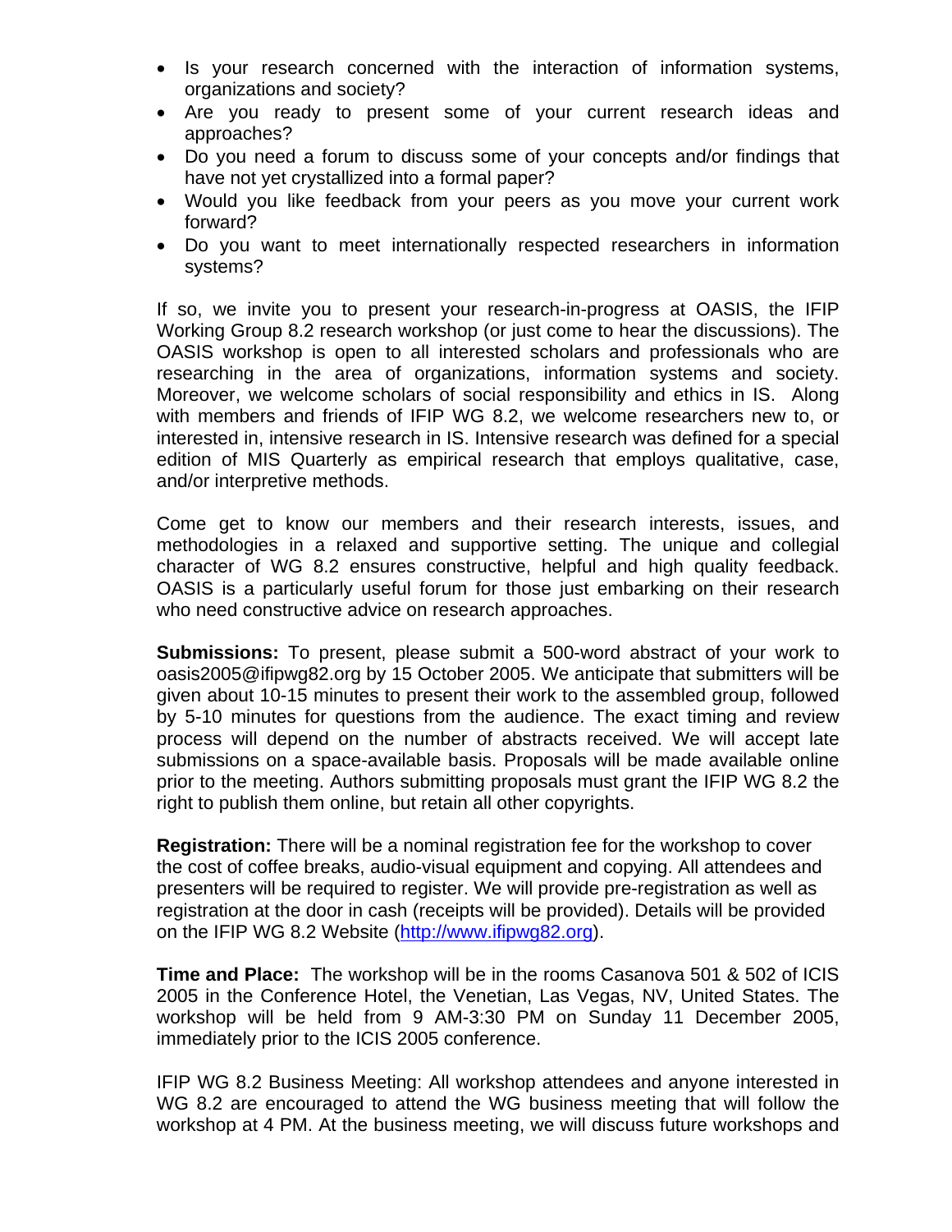- Is your research concerned with the interaction of information systems, organizations and society?
- Are you ready to present some of your current research ideas and approaches?
- Do you need a forum to discuss some of your concepts and/or findings that have not yet crystallized into a formal paper?
- Would you like feedback from your peers as you move your current work forward?
- Do you want to meet internationally respected researchers in information systems?

If so, we invite you to present your research-in-progress at OASIS, the IFIP Working Group 8.2 research workshop (or just come to hear the discussions). The OASIS workshop is open to all interested scholars and professionals who are researching in the area of organizations, information systems and society. Moreover, we welcome scholars of social responsibility and ethics in IS. Along with members and friends of IFIP WG 8.2, we welcome researchers new to, or interested in, intensive research in IS. Intensive research was defined for a special edition of MIS Quarterly as empirical research that employs qualitative, case, and/or interpretive methods.

Come get to know our members and their research interests, issues, and methodologies in a relaxed and supportive setting. The unique and collegial character of WG 8.2 ensures constructive, helpful and high quality feedback. OASIS is a particularly useful forum for those just embarking on their research who need constructive advice on research approaches.

**Submissions:** To present, please submit a 500-word abstract of your work to oasis2005@ifipwg82.org by 15 October 2005. We anticipate that submitters will be given about 10-15 minutes to present their work to the assembled group, followed by 5-10 minutes for questions from the audience. The exact timing and review process will depend on the number of abstracts received. We will accept late submissions on a space-available basis. Proposals will be made available online prior to the meeting. Authors submitting proposals must grant the IFIP WG 8.2 the right to publish them online, but retain all other copyrights.

**Registration:** There will be a nominal registration fee for the workshop to cover the cost of coffee breaks, audio-visual equipment and copying. All attendees and presenters will be required to register. We will provide pre-registration as well as registration at the door in cash (receipts will be provided). Details will be provided on the IFIP WG 8.2 Website (http://www.ifipwg82.org).

**Time and Place:** The workshop will be in the rooms Casanova 501 & 502 of ICIS 2005 in the Conference Hotel, the Venetian, Las Vegas, NV, United States. The workshop will be held from 9 AM-3:30 PM on Sunday 11 December 2005, immediately prior to the ICIS 2005 conference.

IFIP WG 8.2 Business Meeting: All workshop attendees and anyone interested in WG 8.2 are encouraged to attend the WG business meeting that will follow the workshop at 4 PM. At the business meeting, we will discuss future workshops and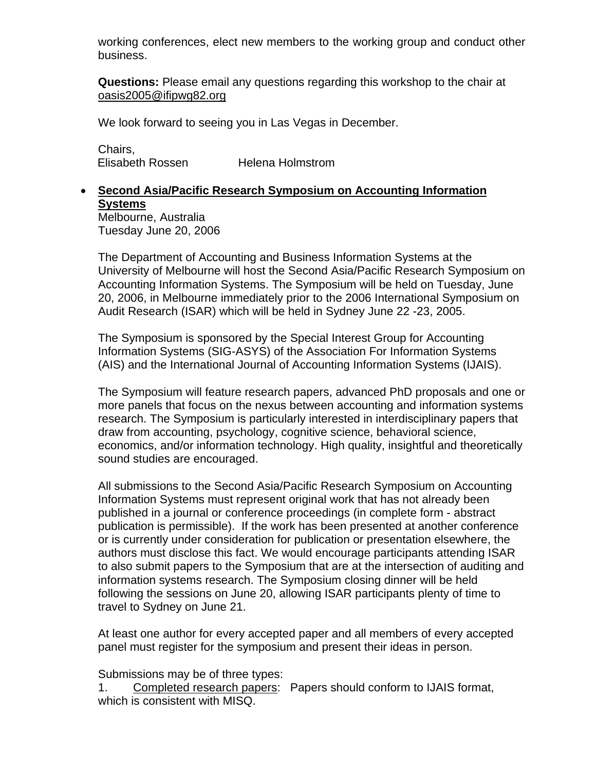working conferences, elect new members to the working group and conduct other business.

**Questions:** Please email any questions regarding this workshop to the chair at oasis2005@ifipwg82.org

We look forward to seeing you in Las Vegas in December.

Chairs,
Elisabeth Rossen Helena Holmstrom

- **Second Asia/Pacific Research Symposium on Accounting Information Systems**
  Melbourne, Australia
  Tuesday June 20, 2006

  The Department of Accounting and Business Information Systems at the University of Melbourne will host the Second Asia/Pacific Research Symposium on Accounting Information Systems. The Symposium will be held on Tuesday, June 20, 2006, in Melbourne immediately prior to the 2006 International Symposium on Audit Research (ISAR) which will be held in Sydney June 22 -23, 2005.

  The Symposium is sponsored by the Special Interest Group for Accounting Information Systems (SIG-ASYS) of the Association For Information Systems (AIS) and the International Journal of Accounting Information Systems (IJAIS).

  The Symposium will feature research papers, advanced PhD proposals and one or more panels that focus on the nexus between accounting and information systems research. The Symposium is particularly interested in interdisciplinary papers that draw from accounting, psychology, cognitive science, behavioral science, economics, and/or information technology. High quality, insightful and theoretically sound studies are encouraged.

  All submissions to the Second Asia/Pacific Research Symposium on Accounting Information Systems must represent original work that has not already been published in a journal or conference proceedings (in complete form - abstract publication is permissible). If the work has been presented at another conference or is currently under consideration for publication or presentation elsewhere, the authors must disclose this fact. We would encourage participants attending ISAR to also submit papers to the Symposium that are at the intersection of auditing and information systems research. The Symposium closing dinner will be held following the sessions on June 20, allowing ISAR participants plenty of time to travel to Sydney on June 21.

  At least one author for every accepted paper and all members of every accepted panel must register for the symposium and present their ideas in person.

  Submissions may be of three types:
  1. Completed research papers: Papers should conform to IJAIS format, which is consistent with MISQ.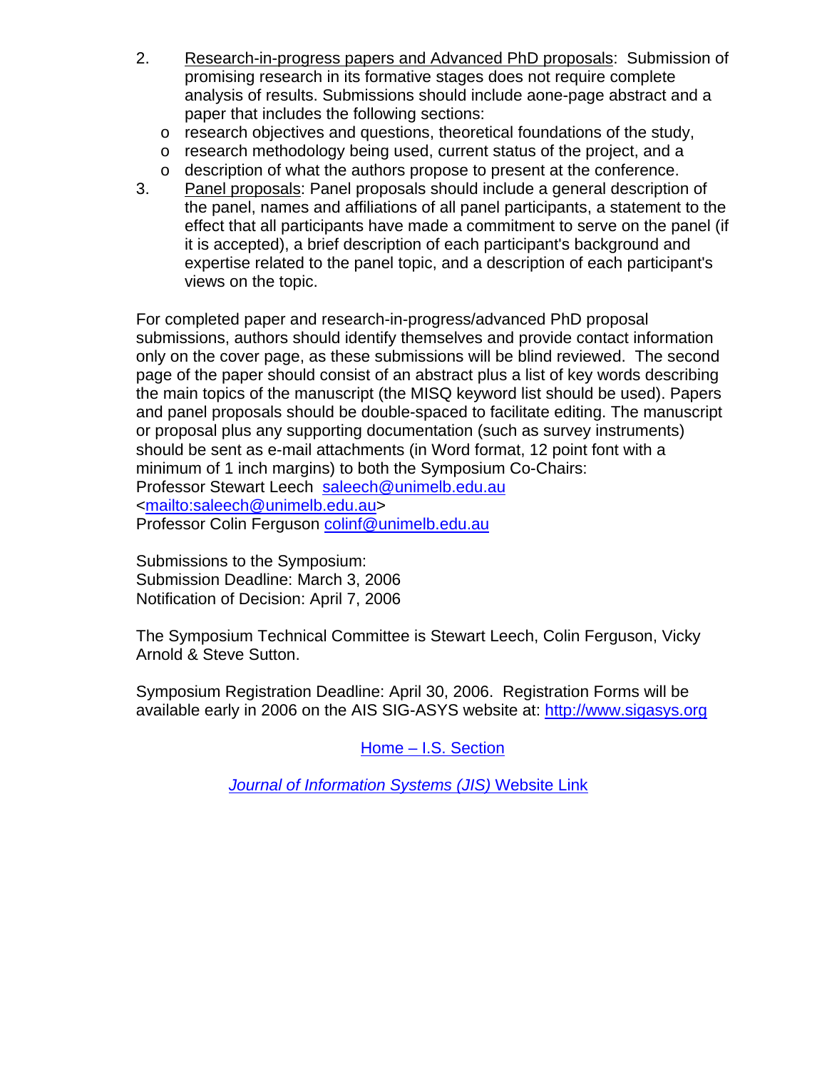2. Research-in-progress papers and Advanced PhD proposals: Submission of promising research in its formative stages does not require complete analysis of results. Submissions should include aone-page abstract and a paper that includes the following sections:
   - research objectives and questions, theoretical foundations of the study,
   - research methodology being used, current status of the project, and a
   - description of what the authors propose to present at the conference.
3. Panel proposals: Panel proposals should include a general description of the panel, names and affiliations of all panel participants, a statement to the effect that all participants have made a commitment to serve on the panel (if it is accepted), a brief description of each participant's background and expertise related to the panel topic, and a description of each participant's views on the topic.

For completed paper and research-in-progress/advanced PhD proposal submissions, authors should identify themselves and provide contact information only on the cover page, as these submissions will be blind reviewed. The second page of the paper should consist of an abstract plus a list of key words describing the main topics of the manuscript (the MISQ keyword list should be used). Papers and panel proposals should be double-spaced to facilitate editing. The manuscript or proposal plus any supporting documentation (such as survey instruments) should be sent as e-mail attachments (in Word format, 12 point font with a minimum of 1 inch margins) to both the Symposium Co-Chairs:
Professor Stewart Leech saleech@unimelb.edu.au
<mailto:saleech@unimelb.edu.au>
Professor Colin Ferguson colinf@unimelb.edu.au

Submissions to the Symposium:
Submission Deadline: March 3, 2006
Notification of Decision: April 7, 2006

The Symposium Technical Committee is Stewart Leech, Colin Ferguson, Vicky Arnold & Steve Sutton.

Symposium Registration Deadline: April 30, 2006. Registration Forms will be available early in 2006 on the AIS SIG-ASYS website at: http://www.sigasys.org

Home – I.S. Section

*Journal of Information Systems (JIS)* Website Link